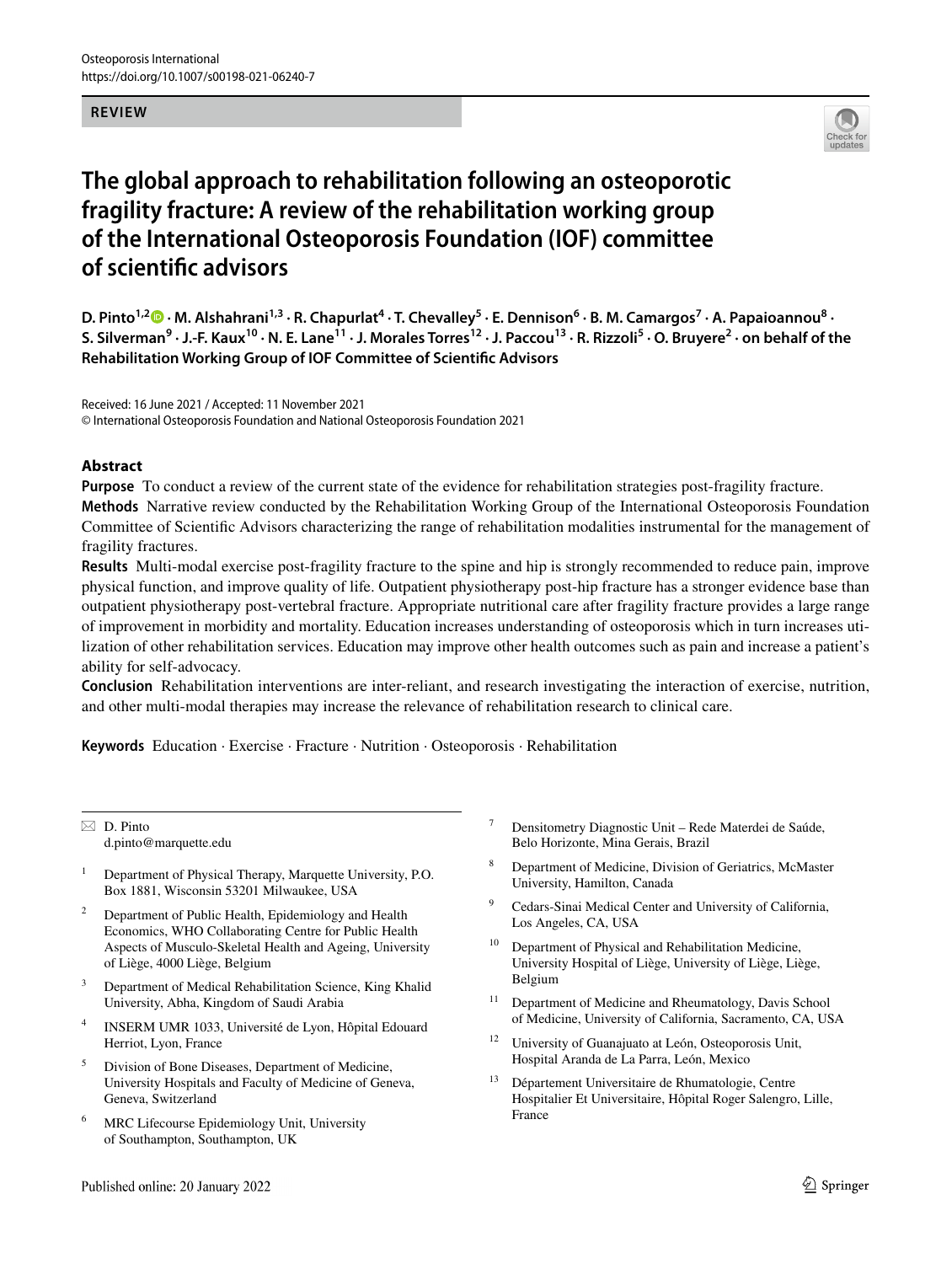REVIEW

# The global approach to rehabilitation following an osteoporotic fragility fracture: A review of the rehabilitation working group of the International Osteoporosis Foundation (IOF) committee of scientific advisors

**D. Pinto[1,2] · M. Alshahrani[1,3] · R. Chapurlat[4] · T. Chevalley[5] · E. Dennison[6] · B. M. Camargos[7] · A. Papaioannou[8] · S. Silverman[9] · J.-F. Kaux[10] · N. E. Lane[11] · J. Morales Torres[12] · J. Paccou[13] · R. Rizzoli[5] · O. Bruyere[2] · on behalf of the Rehabilitation Working Group of IOF Committee of Scientific Advisors**

Received: 16 June 2021 / Accepted: 11 November 2021
© International Osteoporosis Foundation and National Osteoporosis Foundation 2021

## Abstract

**Purpose** To conduct a review of the current state of the evidence for rehabilitation strategies post-fragility fracture.

**Methods** Narrative review conducted by the Rehabilitation Working Group of the International Osteoporosis Foundation Committee of Scientific Advisors characterizing the range of rehabilitation modalities instrumental for the management of fragility fractures.

**Results** Multi-modal exercise post-fragility fracture to the spine and hip is strongly recommended to reduce pain, improve physical function, and improve quality of life. Outpatient physiotherapy post-hip fracture has a stronger evidence base than outpatient physiotherapy post-vertebral fracture. Appropriate nutritional care after fragility fracture provides a large range of improvement in morbidity and mortality. Education increases understanding of osteoporosis which in turn increases utilization of other rehabilitation services. Education may improve other health outcomes such as pain and increase a patient's ability for self-advocacy.

**Conclusion** Rehabilitation interventions are inter-reliant, and research investigating the interaction of exercise, nutrition, and other multi-modal therapies may increase the relevance of rehabilitation research to clinical care.

**Keywords** Education · Exercise · Fracture · Nutrition · Osteoporosis · Rehabilitation

---

✉ D. Pinto
d.pinto@marquette.edu

[1] Department of Physical Therapy, Marquette University, P.O. Box 1881, Wisconsin 53201 Milwaukee, USA

[2] Department of Public Health, Epidemiology and Health Economics, WHO Collaborating Centre for Public Health Aspects of Musculo-Skeletal Health and Ageing, University of Liège, 4000 Liège, Belgium

[3] Department of Medical Rehabilitation Science, King Khalid University, Abha, Kingdom of Saudi Arabia

[4] INSERM UMR 1033, Université de Lyon, Hôpital Edouard Herriot, Lyon, France

[5] Division of Bone Diseases, Department of Medicine, University Hospitals and Faculty of Medicine of Geneva, Geneva, Switzerland

[6] MRC Lifecourse Epidemiology Unit, University of Southampton, Southampton, UK

[7] Densitometry Diagnostic Unit – Rede Materdei de Saúde, Belo Horizonte, Mina Gerais, Brazil

[8] Department of Medicine, Division of Geriatrics, McMaster University, Hamilton, Canada

[9] Cedars-Sinai Medical Center and University of California, Los Angeles, CA, USA

[10] Department of Physical and Rehabilitation Medicine, University Hospital of Liège, University of Liège, Liège, Belgium

[11] Department of Medicine and Rheumatology, Davis School of Medicine, University of California, Sacramento, CA, USA

[12] University of Guanajuato at León, Osteoporosis Unit, Hospital Aranda de La Parra, León, Mexico

[13] Département Universitaire de Rhumatologie, Centre Hospitalier Et Universitaire, Hôpital Roger Salengro, Lille, France

Published online: 20 January 2022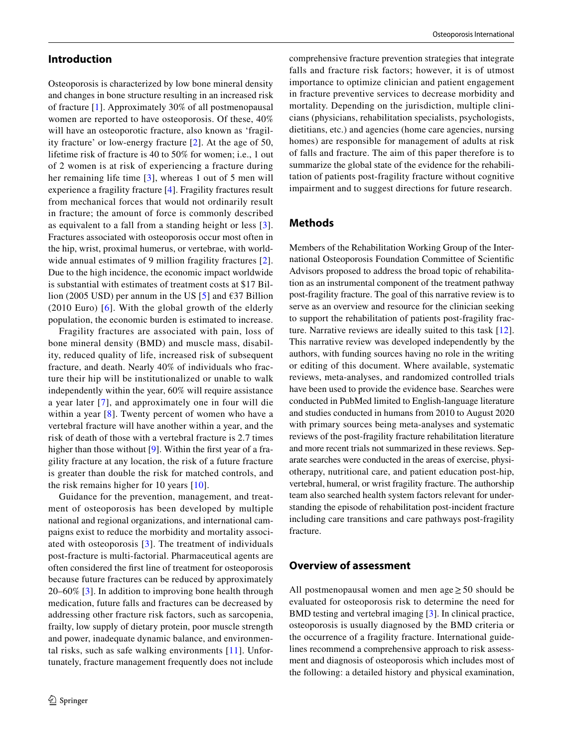## Introduction

Osteoporosis is characterized by low bone mineral density and changes in bone structure resulting in an increased risk of fracture [1]. Approximately 30% of all postmenopausal women are reported to have osteoporosis. Of these, 40% will have an osteoporotic fracture, also known as 'fragility fracture' or low-energy fracture [2]. At the age of 50, lifetime risk of fracture is 40 to 50% for women; i.e., 1 out of 2 women is at risk of experiencing a fracture during her remaining life time [3], whereas 1 out of 5 men will experience a fragility fracture [4]. Fragility fractures result from mechanical forces that would not ordinarily result in fracture; the amount of force is commonly described as equivalent to a fall from a standing height or less [3]. Fractures associated with osteoporosis occur most often in the hip, wrist, proximal humerus, or vertebrae, with worldwide annual estimates of 9 million fragility fractures [2]. Due to the high incidence, the economic impact worldwide is substantial with estimates of treatment costs at $17 Billion (2005 USD) per annum in the US [5] and €37 Billion (2010 Euro) [6]. With the global growth of the elderly population, the economic burden is estimated to increase.

Fragility fractures are associated with pain, loss of bone mineral density (BMD) and muscle mass, disability, reduced quality of life, increased risk of subsequent fracture, and death. Nearly 40% of individuals who fracture their hip will be institutionalized or unable to walk independently within the year, 60% will require assistance a year later [7], and approximately one in four will die within a year [8]. Twenty percent of women who have a vertebral fracture will have another within a year, and the risk of death of those with a vertebral fracture is 2.7 times higher than those without [9]. Within the first year of a fragility fracture at any location, the risk of a future fracture is greater than double the risk for matched controls, and the risk remains higher for 10 years [10].

Guidance for the prevention, management, and treatment of osteoporosis has been developed by multiple national and regional organizations, and international campaigns exist to reduce the morbidity and mortality associated with osteoporosis [3]. The treatment of individuals post-fracture is multi-factorial. Pharmaceutical agents are often considered the first line of treatment for osteoporosis because future fractures can be reduced by approximately 20–60% [3]. In addition to improving bone health through medication, future falls and fractures can be decreased by addressing other fracture risk factors, such as sarcopenia, frailty, low supply of dietary protein, poor muscle strength and power, inadequate dynamic balance, and environmental risks, such as safe walking environments [11]. Unfortunately, fracture management frequently does not include comprehensive fracture prevention strategies that integrate falls and fracture risk factors; however, it is of utmost importance to optimize clinician and patient engagement in fracture preventive services to decrease morbidity and mortality. Depending on the jurisdiction, multiple clinicians (physicians, rehabilitation specialists, psychologists, dietitians, etc.) and agencies (home care agencies, nursing homes) are responsible for management of adults at risk of falls and fracture. The aim of this paper therefore is to summarize the global state of the evidence for the rehabilitation of patients post-fragility fracture without cognitive impairment and to suggest directions for future research.

## Methods

Members of the Rehabilitation Working Group of the International Osteoporosis Foundation Committee of Scientific Advisors proposed to address the broad topic of rehabilitation as an instrumental component of the treatment pathway post-fragility fracture. The goal of this narrative review is to serve as an overview and resource for the clinician seeking to support the rehabilitation of patients post-fragility fracture. Narrative reviews are ideally suited to this task [12]. This narrative review was developed independently by the authors, with funding sources having no role in the writing or editing of this document. Where available, systematic reviews, meta-analyses, and randomized controlled trials have been used to provide the evidence base. Searches were conducted in PubMed limited to English-language literature and studies conducted in humans from 2010 to August 2020 with primary sources being meta-analyses and systematic reviews of the post-fragility fracture rehabilitation literature and more recent trials not summarized in these reviews. Separate searches were conducted in the areas of exercise, physiotherapy, nutritional care, and patient education post-hip, vertebral, humeral, or wrist fragility fracture. The authorship team also searched health system factors relevant for understanding the episode of rehabilitation post-incident fracture including care transitions and care pathways post-fragility fracture.

## Overview of assessment

All postmenopausal women and men age ≥ 50 should be evaluated for osteoporosis risk to determine the need for BMD testing and vertebral imaging [3]. In clinical practice, osteoporosis is usually diagnosed by the BMD criteria or the occurrence of a fragility fracture. International guidelines recommend a comprehensive approach to risk assessment and diagnosis of osteoporosis which includes most of the following: a detailed history and physical examination,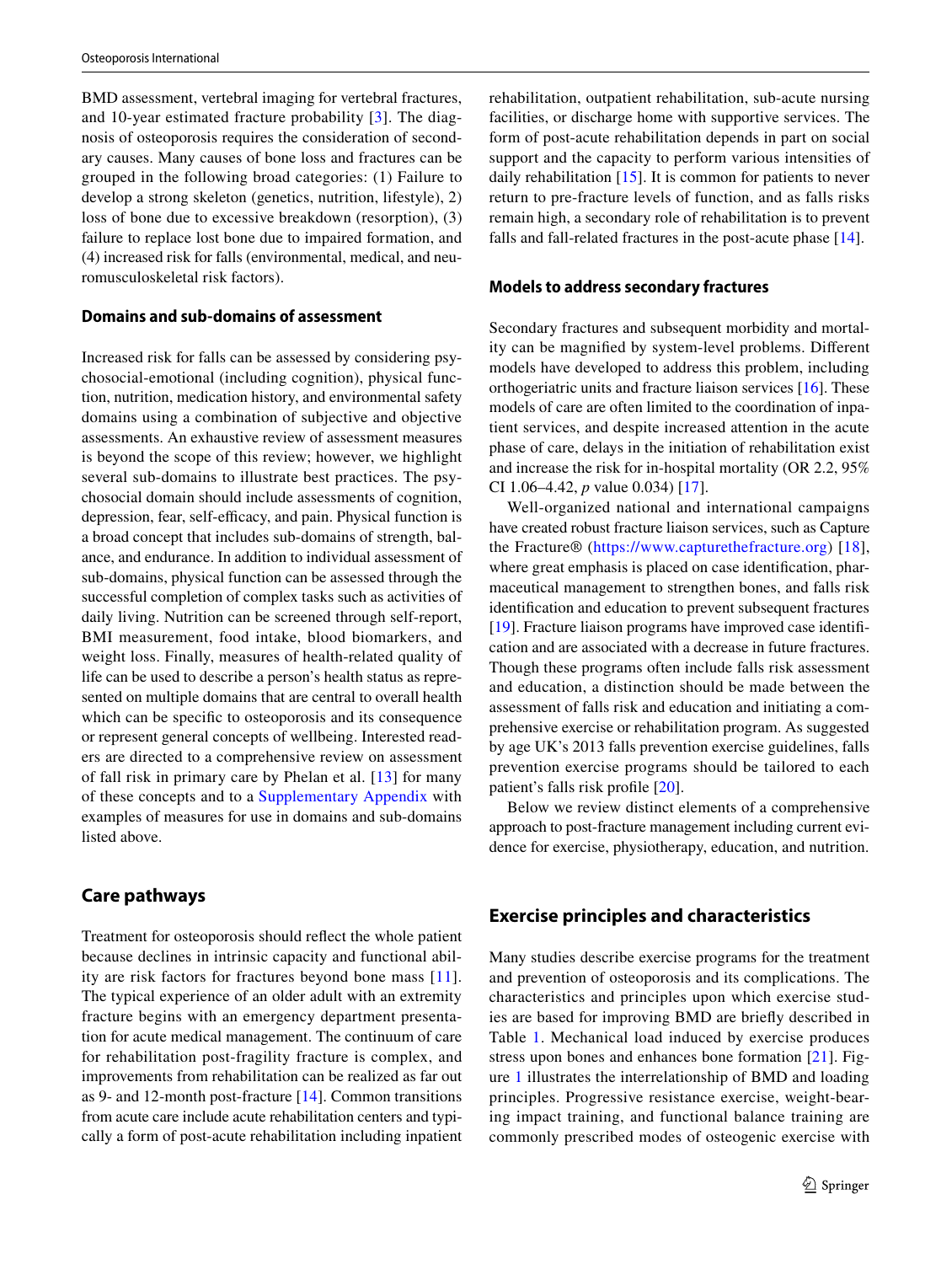BMD assessment, vertebral imaging for vertebral fractures, and 10-year estimated fracture probability [3]. The diagnosis of osteoporosis requires the consideration of secondary causes. Many causes of bone loss and fractures can be grouped in the following broad categories: (1) Failure to develop a strong skeleton (genetics, nutrition, lifestyle), 2) loss of bone due to excessive breakdown (resorption), (3) failure to replace lost bone due to impaired formation, and (4) increased risk for falls (environmental, medical, and neuromusculoskeletal risk factors).

### Domains and sub-domains of assessment

Increased risk for falls can be assessed by considering psychosocial-emotional (including cognition), physical function, nutrition, medication history, and environmental safety domains using a combination of subjective and objective assessments. An exhaustive review of assessment measures is beyond the scope of this review; however, we highlight several sub-domains to illustrate best practices. The psychosocial domain should include assessments of cognition, depression, fear, self-efficacy, and pain. Physical function is a broad concept that includes sub-domains of strength, balance, and endurance. In addition to individual assessment of sub-domains, physical function can be assessed through the successful completion of complex tasks such as activities of daily living. Nutrition can be screened through self-report, BMI measurement, food intake, blood biomarkers, and weight loss. Finally, measures of health-related quality of life can be used to describe a person's health status as represented on multiple domains that are central to overall health which can be specific to osteoporosis and its consequence or represent general concepts of wellbeing. Interested readers are directed to a comprehensive review on assessment of fall risk in primary care by Phelan et al. [13] for many of these concepts and to a Supplementary Appendix with examples of measures for use in domains and sub-domains listed above.

## Care pathways

Treatment for osteoporosis should reflect the whole patient because declines in intrinsic capacity and functional ability are risk factors for fractures beyond bone mass [11]. The typical experience of an older adult with an extremity fracture begins with an emergency department presentation for acute medical management. The continuum of care for rehabilitation post-fragility fracture is complex, and improvements from rehabilitation can be realized as far out as 9- and 12-month post-fracture [14]. Common transitions from acute care include acute rehabilitation centers and typically a form of post-acute rehabilitation including inpatient rehabilitation, outpatient rehabilitation, sub-acute nursing facilities, or discharge home with supportive services. The form of post-acute rehabilitation depends in part on social support and the capacity to perform various intensities of daily rehabilitation [15]. It is common for patients to never return to pre-fracture levels of function, and as falls risks remain high, a secondary role of rehabilitation is to prevent falls and fall-related fractures in the post-acute phase [14].

### Models to address secondary fractures

Secondary fractures and subsequent morbidity and mortality can be magnified by system-level problems. Different models have developed to address this problem, including orthogeriatric units and fracture liaison services [16]. These models of care are often limited to the coordination of inpatient services, and despite increased attention in the acute phase of care, delays in the initiation of rehabilitation exist and increase the risk for in-hospital mortality (OR 2.2, 95% CI 1.06–4.42, *p* value 0.034) [17].

Well-organized national and international campaigns have created robust fracture liaison services, such as Capture the Fracture® (https://www.capturethefracture.org) [18], where great emphasis is placed on case identification, pharmaceutical management to strengthen bones, and falls risk identification and education to prevent subsequent fractures [19]. Fracture liaison programs have improved case identification and are associated with a decrease in future fractures. Though these programs often include falls risk assessment and education, a distinction should be made between the assessment of falls risk and education and initiating a comprehensive exercise or rehabilitation program. As suggested by age UK's 2013 falls prevention exercise guidelines, falls prevention exercise programs should be tailored to each patient's falls risk profile [20].

Below we review distinct elements of a comprehensive approach to post-fracture management including current evidence for exercise, physiotherapy, education, and nutrition.

## Exercise principles and characteristics

Many studies describe exercise programs for the treatment and prevention of osteoporosis and its complications. The characteristics and principles upon which exercise studies are based for improving BMD are briefly described in Table 1. Mechanical load induced by exercise produces stress upon bones and enhances bone formation [21]. Figure 1 illustrates the interrelationship of BMD and loading principles. Progressive resistance exercise, weight-bearing impact training, and functional balance training are commonly prescribed modes of osteogenic exercise with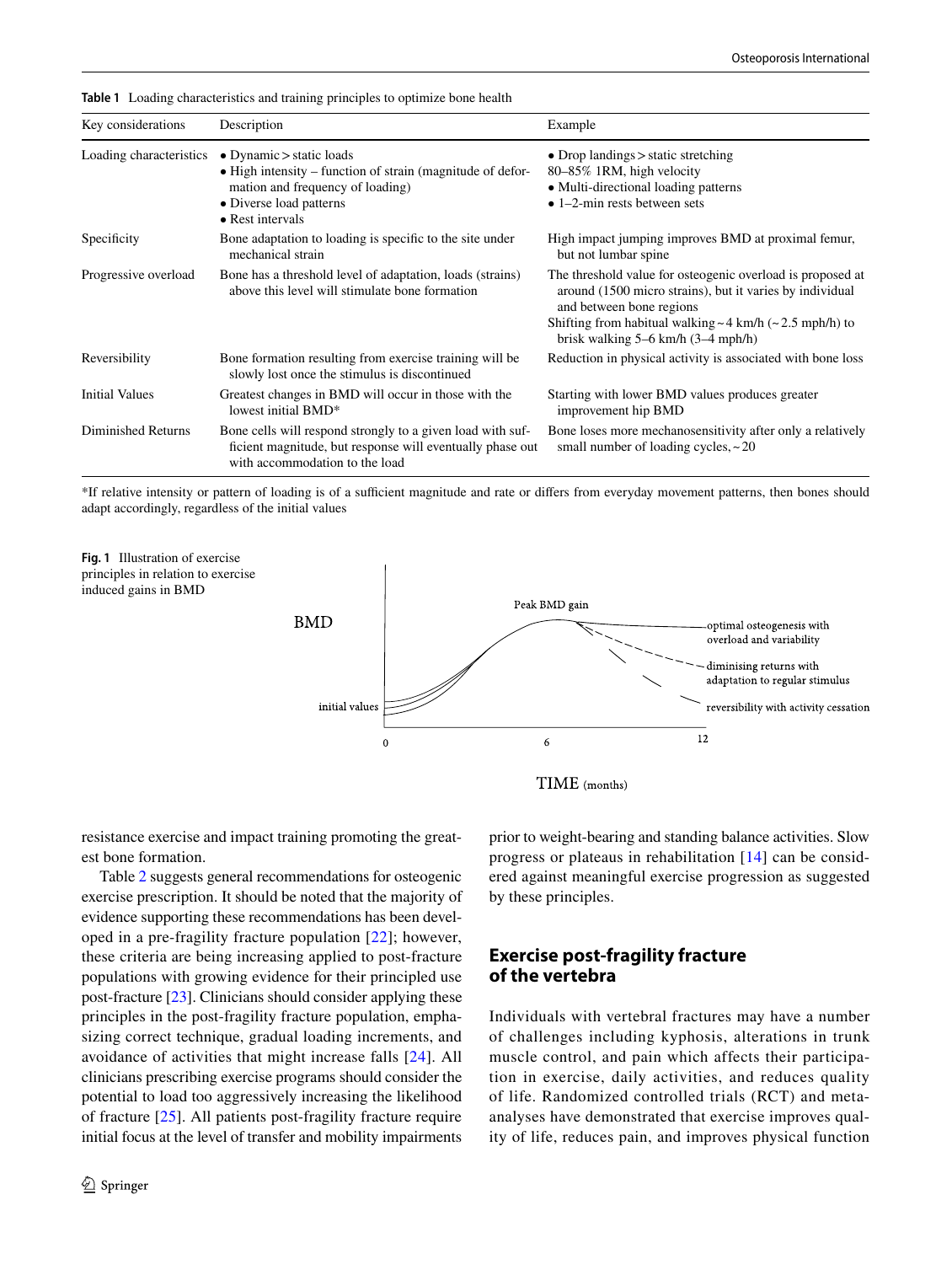**Table 1** Loading characteristics and training principles to optimize bone health

| Key considerations | Description | Example |
|---|---|---|
| Loading characteristics | • Dynamic > static loads<br>• High intensity – function of strain (magnitude of deformation and frequency of loading)<br>• Diverse load patterns<br>• Rest intervals | • Drop landings > static stretching<br>80–85% 1RM, high velocity<br>• Multi-directional loading patterns<br>• 1–2-min rests between sets |
| Specificity | Bone adaptation to loading is specific to the site under mechanical strain | High impact jumping improves BMD at proximal femur, but not lumbar spine |
| Progressive overload | Bone has a threshold level of adaptation, loads (strains) above this level will stimulate bone formation | The threshold value for osteogenic overload is proposed at around (1500 micro strains), but it varies by individual and between bone regions<br>Shifting from habitual walking ~ 4 km/h (~ 2.5 mph/h) to brisk walking 5–6 km/h (3–4 mph/h) |
| Reversibility | Bone formation resulting from exercise training will be slowly lost once the stimulus is discontinued | Reduction in physical activity is associated with bone loss |
| Initial Values | Greatest changes in BMD will occur in those with the lowest initial BMD* | Starting with lower BMD values produces greater improvement hip BMD |
| Diminished Returns | Bone cells will respond strongly to a given load with sufficient magnitude, but response will eventually phase out with accommodation to the load | Bone loses more mechanosensitivity after only a relatively small number of loading cycles, ~ 20 |

*If relative intensity or pattern of loading is of a sufficient magnitude and rate or differs from everyday movement patterns, then bones should adapt accordingly, regardless of the initial values

**Fig. 1** Illustration of exercise principles in relation to exercise induced gains in BMD

resistance exercise and impact training promoting the greatest bone formation.

Table 2 suggests general recommendations for osteogenic exercise prescription. It should be noted that the majority of evidence supporting these recommendations has been developed in a pre-fragility fracture population [22]; however, these criteria are being increasing applied to post-fracture populations with growing evidence for their principled use post-fracture [23]. Clinicians should consider applying these principles in the post-fragility fracture population, emphasizing correct technique, gradual loading increments, and avoidance of activities that might increase falls [24]. All clinicians prescribing exercise programs should consider the potential to load too aggressively increasing the likelihood of fracture [25]. All patients post-fragility fracture require initial focus at the level of transfer and mobility impairments prior to weight-bearing and standing balance activities. Slow progress or plateaus in rehabilitation [14] can be considered against meaningful exercise progression as suggested by these principles.

## Exercise post-fragility fracture of the vertebra

Individuals with vertebral fractures may have a number of challenges including kyphosis, alterations in trunk muscle control, and pain which affects their participation in exercise, daily activities, and reduces quality of life. Randomized controlled trials (RCT) and meta-analyses have demonstrated that exercise improves quality of life, reduces pain, and improves physical function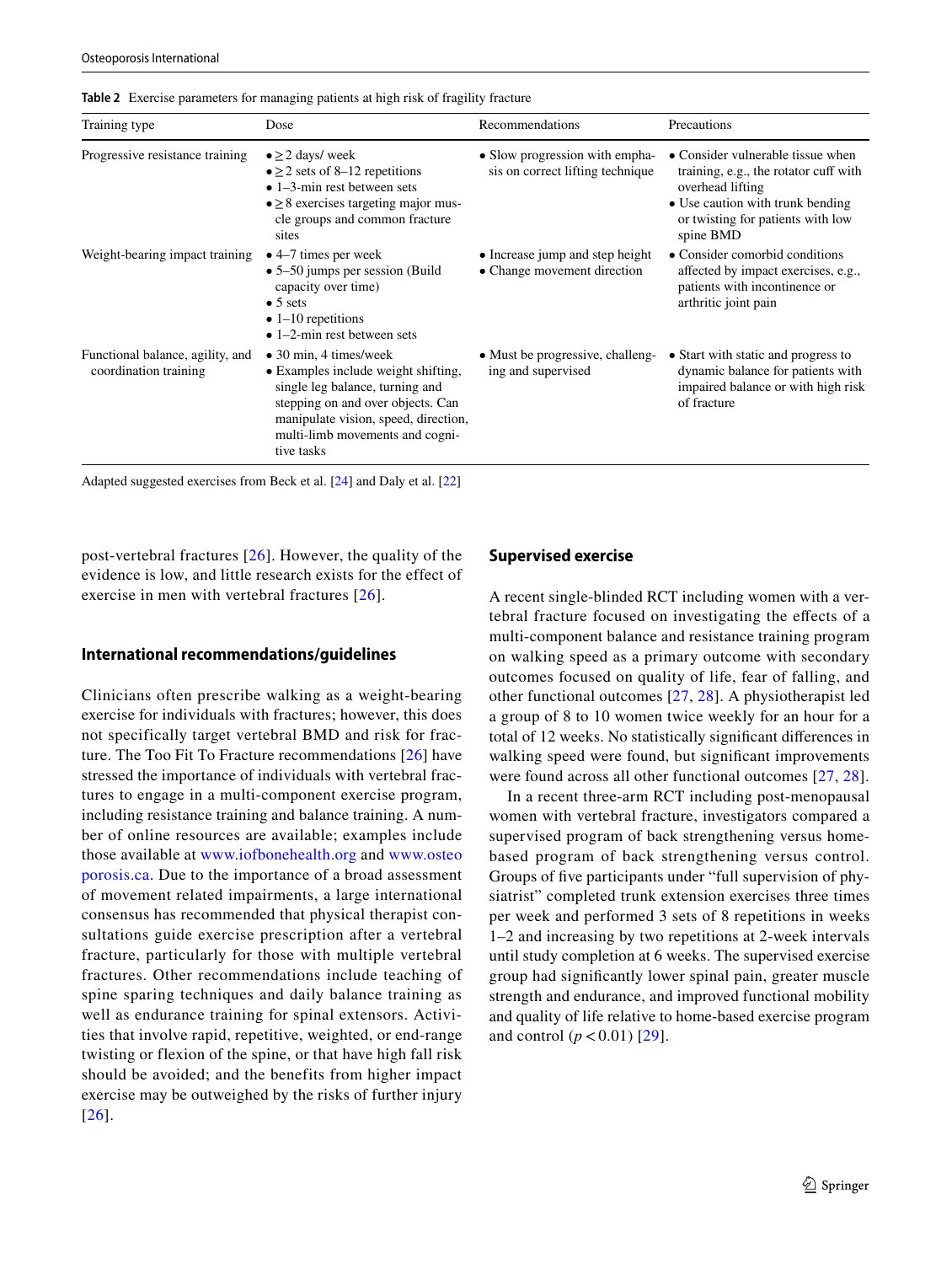Table 2 Exercise parameters for managing patients at high risk of fragility fracture

| Training type | Dose | Recommendations | Precautions |
|---|---|---|---|
| Progressive resistance training | • ≥ 2 days/ week<br>• ≥ 2 sets of 8–12 repetitions<br>• 1–3-min rest between sets<br>• ≥ 8 exercises targeting major muscle groups and common fracture sites | • Slow progression with emphasis on correct lifting technique | • Consider vulnerable tissue when training, e.g., the rotator cuff with overhead lifting<br>• Use caution with trunk bending or twisting for patients with low spine BMD |
| Weight-bearing impact training | • 4–7 times per week<br>• 5–50 jumps per session (Build capacity over time)<br>• 5 sets<br>• 1–10 repetitions<br>• 1–2-min rest between sets | • Increase jump and step height<br>• Change movement direction | • Consider comorbid conditions affected by impact exercises, e.g., patients with incontinence or arthritic joint pain |
| Functional balance, agility, and coordination training | • 30 min, 4 times/week<br>• Examples include weight shifting, single leg balance, turning and stepping on and over objects. Can manipulate vision, speed, direction, multi-limb movements and cognitive tasks | • Must be progressive, challenging and supervised | • Start with static and progress to dynamic balance for patients with impaired balance or with high risk of fracture |

Adapted suggested exercises from Beck et al. [24] and Daly et al. [22]

post-vertebral fractures [26]. However, the quality of the evidence is low, and little research exists for the effect of exercise in men with vertebral fractures [26].

## International recommendations/guidelines

Clinicians often prescribe walking as a weight-bearing exercise for individuals with fractures; however, this does not specifically target vertebral BMD and risk for fracture. The Too Fit To Fracture recommendations [26] have stressed the importance of individuals with vertebral fractures to engage in a multi-component exercise program, including resistance training and balance training. A number of online resources are available; examples include those available at www.iofbonehealth.org and www.osteoporosis.ca. Due to the importance of a broad assessment of movement related impairments, a large international consensus has recommended that physical therapist consultations guide exercise prescription after a vertebral fracture, particularly for those with multiple vertebral fractures. Other recommendations include teaching of spine sparing techniques and daily balance training as well as endurance training for spinal extensors. Activities that involve rapid, repetitive, weighted, or end-range twisting or flexion of the spine, or that have high fall risk should be avoided; and the benefits from higher impact exercise may be outweighed by the risks of further injury [26].

## Supervised exercise

A recent single-blinded RCT including women with a vertebral fracture focused on investigating the effects of a multi-component balance and resistance training program on walking speed as a primary outcome with secondary outcomes focused on quality of life, fear of falling, and other functional outcomes [27, 28]. A physiotherapist led a group of 8 to 10 women twice weekly for an hour for a total of 12 weeks. No statistically significant differences in walking speed were found, but significant improvements were found across all other functional outcomes [27, 28].

In a recent three-arm RCT including post-menopausal women with vertebral fracture, investigators compared a supervised program of back strengthening versus home-based program of back strengthening versus control. Groups of five participants under "full supervision of physiatrist" completed trunk extension exercises three times per week and performed 3 sets of 8 repetitions in weeks 1–2 and increasing by two repetitions at 2-week intervals until study completion at 6 weeks. The supervised exercise group had significantly lower spinal pain, greater muscle strength and endurance, and improved functional mobility and quality of life relative to home-based exercise program and control ($p < 0.01$) [29].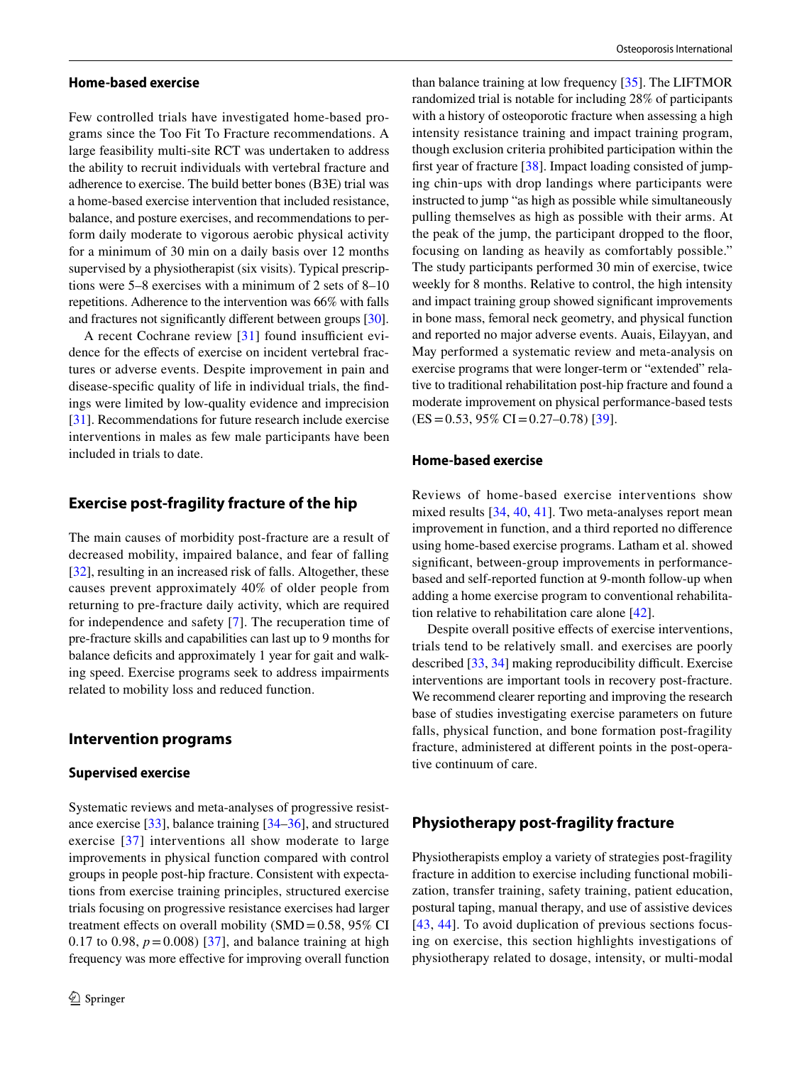### Home-based exercise

Few controlled trials have investigated home-based programs since the Too Fit To Fracture recommendations. A large feasibility multi-site RCT was undertaken to address the ability to recruit individuals with vertebral fracture and adherence to exercise. The build better bones (B3E) trial was a home-based exercise intervention that included resistance, balance, and posture exercises, and recommendations to perform daily moderate to vigorous aerobic physical activity for a minimum of 30 min on a daily basis over 12 months supervised by a physiotherapist (six visits). Typical prescriptions were 5–8 exercises with a minimum of 2 sets of 8–10 repetitions. Adherence to the intervention was 66% with falls and fractures not significantly different between groups [30].

A recent Cochrane review [31] found insufficient evidence for the effects of exercise on incident vertebral fractures or adverse events. Despite improvement in pain and disease-specific quality of life in individual trials, the findings were limited by low-quality evidence and imprecision [31]. Recommendations for future research include exercise interventions in males as few male participants have been included in trials to date.

## Exercise post-fragility fracture of the hip

The main causes of morbidity post-fracture are a result of decreased mobility, impaired balance, and fear of falling [32], resulting in an increased risk of falls. Altogether, these causes prevent approximately 40% of older people from returning to pre-fracture daily activity, which are required for independence and safety [7]. The recuperation time of pre-fracture skills and capabilities can last up to 9 months for balance deficits and approximately 1 year for gait and walking speed. Exercise programs seek to address impairments related to mobility loss and reduced function.

## Intervention programs

### Supervised exercise

Systematic reviews and meta-analyses of progressive resistance exercise [33], balance training [34–36], and structured exercise [37] interventions all show moderate to large improvements in physical function compared with control groups in people post-hip fracture. Consistent with expectations from exercise training principles, structured exercise trials focusing on progressive resistance exercises had larger treatment effects on overall mobility (SMD = 0.58, 95% CI 0.17 to 0.98, $p = 0.008$) [37], and balance training at high frequency was more effective for improving overall function than balance training at low frequency [35]. The LIFTMOR randomized trial is notable for including 28% of participants with a history of osteoporotic fracture when assessing a high intensity resistance training and impact training program, though exclusion criteria prohibited participation within the first year of fracture [38]. Impact loading consisted of jumping chin-ups with drop landings where participants were instructed to jump "as high as possible while simultaneously pulling themselves as high as possible with their arms. At the peak of the jump, the participant dropped to the floor, focusing on landing as heavily as comfortably possible." The study participants performed 30 min of exercise, twice weekly for 8 months. Relative to control, the high intensity and impact training group showed significant improvements in bone mass, femoral neck geometry, and physical function and reported no major adverse events. Auais, Eilayyan, and May performed a systematic review and meta-analysis on exercise programs that were longer-term or "extended" relative to traditional rehabilitation post-hip fracture and found a moderate improvement on physical performance-based tests (ES = 0.53, 95% CI = 0.27–0.78) [39].

### Home-based exercise

Reviews of home-based exercise interventions show mixed results [34, 40, 41]. Two meta-analyses report mean improvement in function, and a third reported no difference using home-based exercise programs. Latham et al. showed significant, between-group improvements in performance-based and self-reported function at 9-month follow-up when adding a home exercise program to conventional rehabilitation relative to rehabilitation care alone [42].

Despite overall positive effects of exercise interventions, trials tend to be relatively small. and exercises are poorly described [33, 34] making reproducibility difficult. Exercise interventions are important tools in recovery post-fracture. We recommend clearer reporting and improving the research base of studies investigating exercise parameters on future falls, physical function, and bone formation post-fragility fracture, administered at different points in the post-operative continuum of care.

## Physiotherapy post-fragility fracture

Physiotherapists employ a variety of strategies post-fragility fracture in addition to exercise including functional mobilization, transfer training, safety training, patient education, postural taping, manual therapy, and use of assistive devices [43, 44]. To avoid duplication of previous sections focusing on exercise, this section highlights investigations of physiotherapy related to dosage, intensity, or multi-modal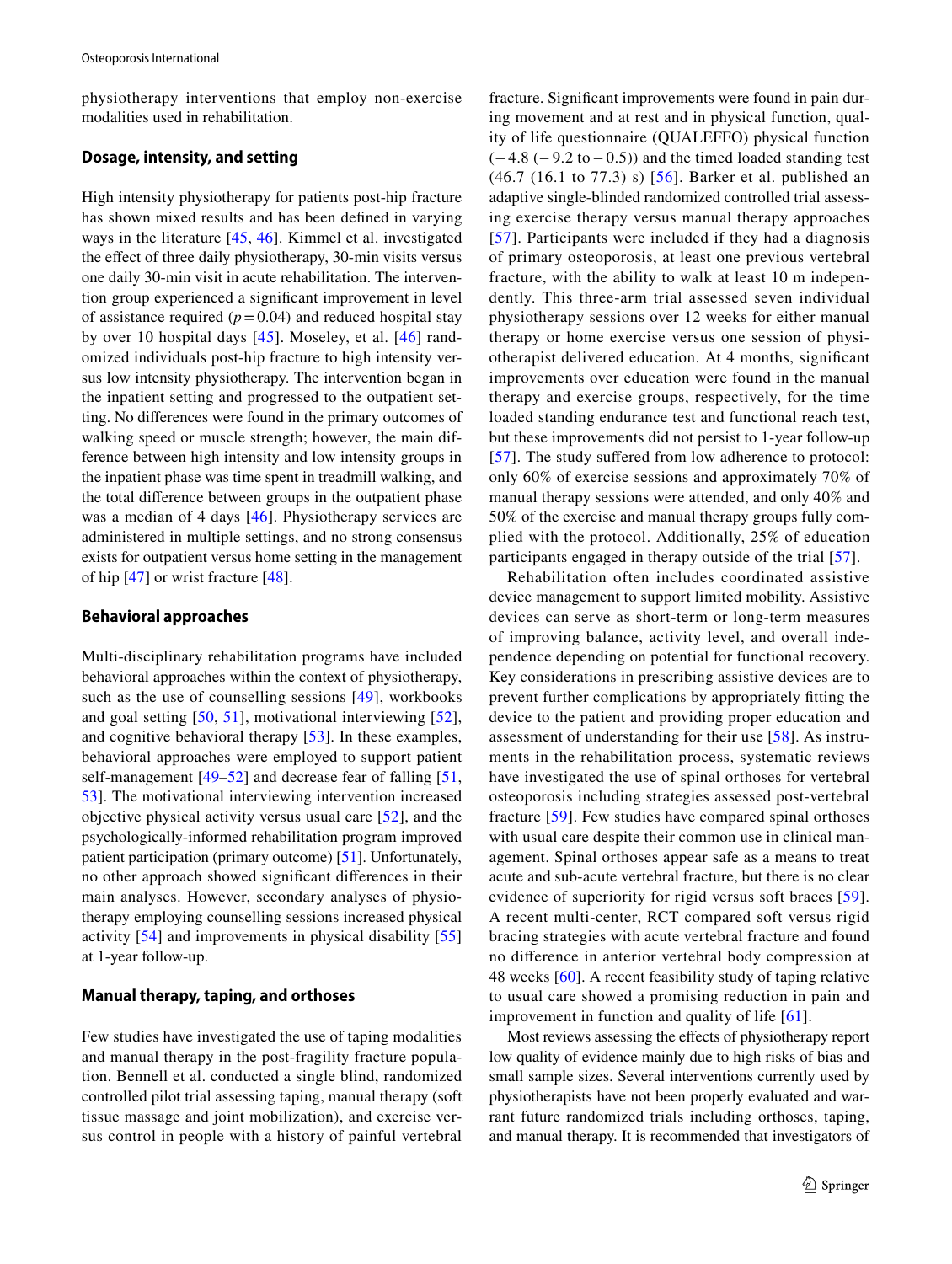physiotherapy interventions that employ non-exercise modalities used in rehabilitation.

### Dosage, intensity, and setting

High intensity physiotherapy for patients post-hip fracture has shown mixed results and has been defined in varying ways in the literature [45, 46]. Kimmel et al. investigated the effect of three daily physiotherapy, 30-min visits versus one daily 30-min visit in acute rehabilitation. The intervention group experienced a significant improvement in level of assistance required ($p = 0.04$) and reduced hospital stay by over 10 hospital days [45]. Moseley, et al. [46] randomized individuals post-hip fracture to high intensity versus low intensity physiotherapy. The intervention began in the inpatient setting and progressed to the outpatient setting. No differences were found in the primary outcomes of walking speed or muscle strength; however, the main difference between high intensity and low intensity groups in the inpatient phase was time spent in treadmill walking, and the total difference between groups in the outpatient phase was a median of 4 days [46]. Physiotherapy services are administered in multiple settings, and no strong consensus exists for outpatient versus home setting in the management of hip [47] or wrist fracture [48].

### Behavioral approaches

Multi-disciplinary rehabilitation programs have included behavioral approaches within the context of physiotherapy, such as the use of counselling sessions [49], workbooks and goal setting [50, 51], motivational interviewing [52], and cognitive behavioral therapy [53]. In these examples, behavioral approaches were employed to support patient self-management [49–52] and decrease fear of falling [51, 53]. The motivational interviewing intervention increased objective physical activity versus usual care [52], and the psychologically-informed rehabilitation program improved patient participation (primary outcome) [51]. Unfortunately, no other approach showed significant differences in their main analyses. However, secondary analyses of physiotherapy employing counselling sessions increased physical activity [54] and improvements in physical disability [55] at 1-year follow-up.

### Manual therapy, taping, and orthoses

Few studies have investigated the use of taping modalities and manual therapy in the post-fragility fracture population. Bennell et al. conducted a single blind, randomized controlled pilot trial assessing taping, manual therapy (soft tissue massage and joint mobilization), and exercise versus control in people with a history of painful vertebral fracture. Significant improvements were found in pain during movement and at rest and in physical function, quality of life questionnaire (QUALEFFO) physical function ($-4.8$ ($-9.2$ to $-0.5$)) and the timed loaded standing test (46.7 (16.1 to 77.3) s) [56]. Barker et al. published an adaptive single-blinded randomized controlled trial assessing exercise therapy versus manual therapy approaches [57]. Participants were included if they had a diagnosis of primary osteoporosis, at least one previous vertebral fracture, with the ability to walk at least 10 m independently. This three-arm trial assessed seven individual physiotherapy sessions over 12 weeks for either manual therapy or home exercise versus one session of physiotherapist delivered education. At 4 months, significant improvements over education were found in the manual therapy and exercise groups, respectively, for the time loaded standing endurance test and functional reach test, but these improvements did not persist to 1-year follow-up [57]. The study suffered from low adherence to protocol: only 60% of exercise sessions and approximately 70% of manual therapy sessions were attended, and only 40% and 50% of the exercise and manual therapy groups fully complied with the protocol. Additionally, 25% of education participants engaged in therapy outside of the trial [57].

Rehabilitation often includes coordinated assistive device management to support limited mobility. Assistive devices can serve as short-term or long-term measures of improving balance, activity level, and overall independence depending on potential for functional recovery. Key considerations in prescribing assistive devices are to prevent further complications by appropriately fitting the device to the patient and providing proper education and assessment of understanding for their use [58]. As instruments in the rehabilitation process, systematic reviews have investigated the use of spinal orthoses for vertebral osteoporosis including strategies assessed post-vertebral fracture [59]. Few studies have compared spinal orthoses with usual care despite their common use in clinical management. Spinal orthoses appear safe as a means to treat acute and sub-acute vertebral fracture, but there is no clear evidence of superiority for rigid versus soft braces [59]. A recent multi-center, RCT compared soft versus rigid bracing strategies with acute vertebral fracture and found no difference in anterior vertebral body compression at 48 weeks [60]. A recent feasibility study of taping relative to usual care showed a promising reduction in pain and improvement in function and quality of life [61].

Most reviews assessing the effects of physiotherapy report low quality of evidence mainly due to high risks of bias and small sample sizes. Several interventions currently used by physiotherapists have not been properly evaluated and warrant future randomized trials including orthoses, taping, and manual therapy. It is recommended that investigators of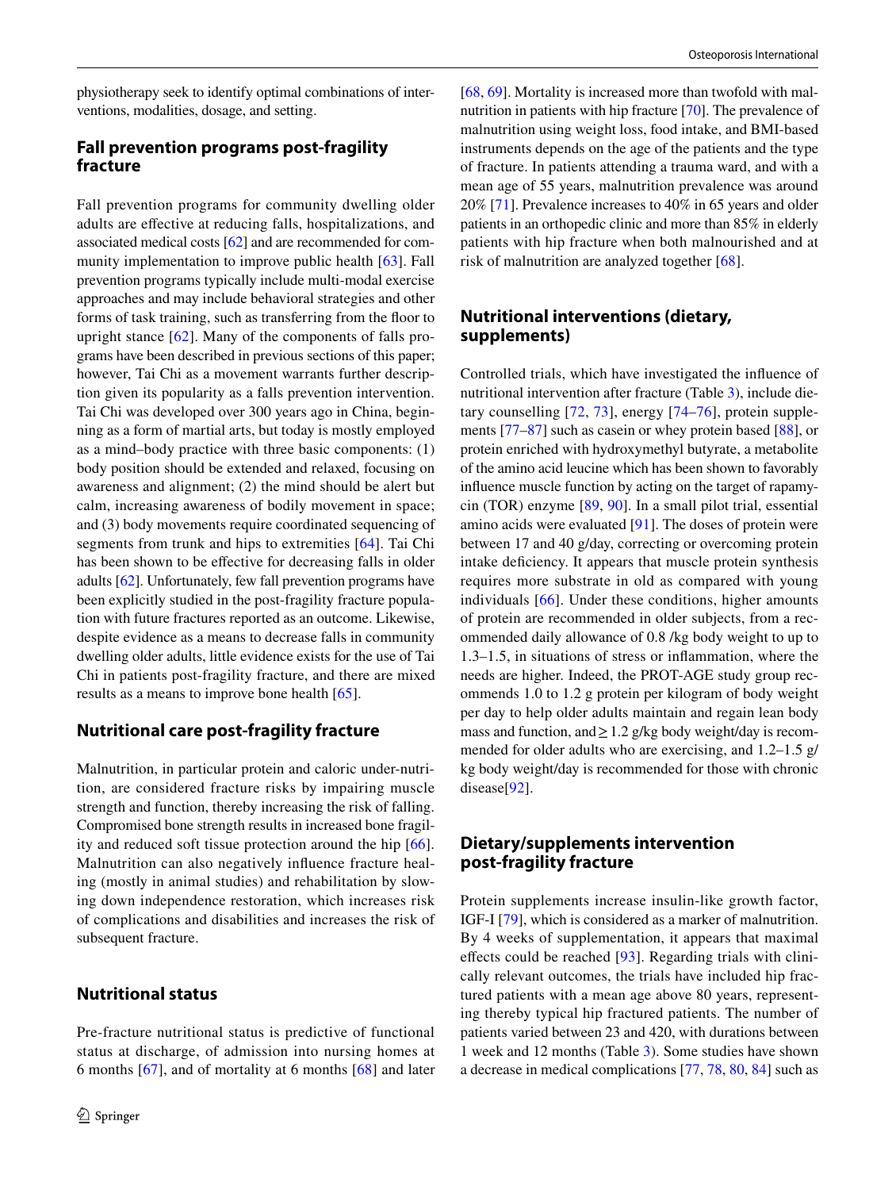physiotherapy seek to identify optimal combinations of interventions, modalities, dosage, and setting.

## Fall prevention programs post-fragility fracture

Fall prevention programs for community dwelling older adults are effective at reducing falls, hospitalizations, and associated medical costs [62] and are recommended for community implementation to improve public health [63]. Fall prevention programs typically include multi-modal exercise approaches and may include behavioral strategies and other forms of task training, such as transferring from the floor to upright stance [62]. Many of the components of falls programs have been described in previous sections of this paper; however, Tai Chi as a movement warrants further description given its popularity as a falls prevention intervention. Tai Chi was developed over 300 years ago in China, beginning as a form of martial arts, but today is mostly employed as a mind–body practice with three basic components: (1) body position should be extended and relaxed, focusing on awareness and alignment; (2) the mind should be alert but calm, increasing awareness of bodily movement in space; and (3) body movements require coordinated sequencing of segments from trunk and hips to extremities [64]. Tai Chi has been shown to be effective for decreasing falls in older adults [62]. Unfortunately, few fall prevention programs have been explicitly studied in the post-fragility fracture population with future fractures reported as an outcome. Likewise, despite evidence as a means to decrease falls in community dwelling older adults, little evidence exists for the use of Tai Chi in patients post-fragility fracture, and there are mixed results as a means to improve bone health [65].

## Nutritional care post-fragility fracture

Malnutrition, in particular protein and caloric under-nutrition, are considered fracture risks by impairing muscle strength and function, thereby increasing the risk of falling. Compromised bone strength results in increased bone fragility and reduced soft tissue protection around the hip [66]. Malnutrition can also negatively influence fracture healing (mostly in animal studies) and rehabilitation by slowing down independence restoration, which increases risk of complications and disabilities and increases the risk of subsequent fracture.

## Nutritional status

Pre-fracture nutritional status is predictive of functional status at discharge, of admission into nursing homes at 6 months [67], and of mortality at 6 months [68] and later [68, 69]. Mortality is increased more than twofold with malnutrition in patients with hip fracture [70]. The prevalence of malnutrition using weight loss, food intake, and BMI-based instruments depends on the age of the patients and the type of fracture. In patients attending a trauma ward, and with a mean age of 55 years, malnutrition prevalence was around 20% [71]. Prevalence increases to 40% in 65 years and older patients in an orthopedic clinic and more than 85% in elderly patients with hip fracture when both malnourished and at risk of malnutrition are analyzed together [68].

## Nutritional interventions (dietary, supplements)

Controlled trials, which have investigated the influence of nutritional intervention after fracture (Table 3), include dietary counselling [72, 73], energy [74–76], protein supplements [77–87] such as casein or whey protein based [88], or protein enriched with hydroxymethyl butyrate, a metabolite of the amino acid leucine which has been shown to favorably influence muscle function by acting on the target of rapamycin (TOR) enzyme [89, 90]. In a small pilot trial, essential amino acids were evaluated [91]. The doses of protein were between 17 and 40 g/day, correcting or overcoming protein intake deficiency. It appears that muscle protein synthesis requires more substrate in old as compared with young individuals [66]. Under these conditions, higher amounts of protein are recommended in older subjects, from a recommended daily allowance of 0.8 /kg body weight to up to 1.3–1.5, in situations of stress or inflammation, where the needs are higher. Indeed, the PROT-AGE study group recommends 1.0 to 1.2 g protein per kilogram of body weight per day to help older adults maintain and regain lean body mass and function, and ≥ 1.2 g/kg body weight/day is recommended for older adults who are exercising, and 1.2–1.5 g/kg body weight/day is recommended for those with chronic disease[92].

## Dietary/supplements intervention post-fragility fracture

Protein supplements increase insulin-like growth factor, IGF-I [79], which is considered as a marker of malnutrition. By 4 weeks of supplementation, it appears that maximal effects could be reached [93]. Regarding trials with clinically relevant outcomes, the trials have included hip fractured patients with a mean age above 80 years, representing thereby typical hip fractured patients. The number of patients varied between 23 and 420, with durations between 1 week and 12 months (Table 3). Some studies have shown a decrease in medical complications [77, 78, 80, 84] such as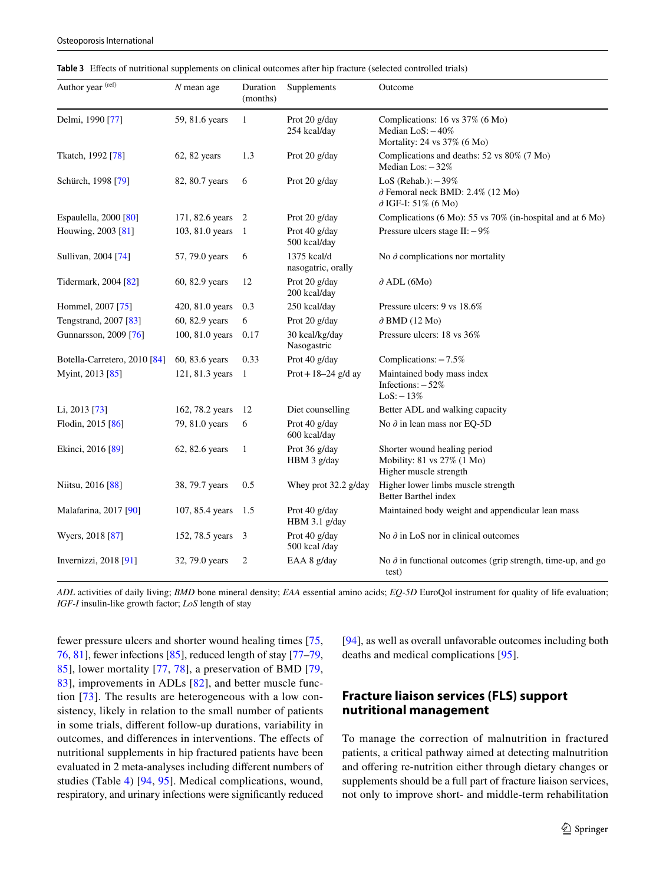**Table 3** Effects of nutritional supplements on clinical outcomes after hip fracture (selected controlled trials)

| Author year [(ref)] | *N* mean age | Duration (months) | Supplements | Outcome |
|---|---|---|---|---|
| Delmi, 1990 [77] | 59, 81.6 years | 1 | Prot 20 g/day<br>254 kcal/day | Complications: 16 vs 37% (6 Mo)<br>Median LoS: – 40%<br>Mortality: 24 vs 37% (6 Mo) |
| Tkatch, 1992 [78] | 62, 82 years | 1.3 | Prot 20 g/day | Complications and deaths: 52 vs 80% (7 Mo)<br>Median Los: – 32% |
| Schürch, 1998 [79] | 82, 80.7 years | 6 | Prot 20 g/day | LoS (Rehab.): – 39%<br>∂ Femoral neck BMD: 2.4% (12 Mo)<br>∂ IGF-I: 51% (6 Mo) |
| Espaulella, 2000 [80] | 171, 82.6 years | 2 | Prot 20 g/day | Complications (6 Mo): 55 vs 70% (in-hospital and at 6 Mo) |
| Houwing, 2003 [81] | 103, 81.0 years | 1 | Prot 40 g/day<br>500 kcal/day | Pressure ulcers stage II: – 9% |
| Sullivan, 2004 [74] | 57, 79.0 years | 6 | 1375 kcal/d<br>nasogatric, orally | No ∂ complications nor mortality |
| Tidermark, 2004 [82] | 60, 82.9 years | 12 | Prot 20 g/day<br>200 kcal/day | ∂ ADL (6Mo) |
| Hommel, 2007 [75] | 420, 81.0 years | 0.3 | 250 kcal/day | Pressure ulcers: 9 vs 18.6% |
| Tengstrand, 2007 [83] | 60, 82.9 years | 6 | Prot 20 g/day | ∂ BMD (12 Mo) |
| Gunnarsson, 2009 [76] | 100, 81.0 years | 0.17 | 30 kcal/kg/day<br>Nasogastric | Pressure ulcers: 18 vs 36% |
| Botella-Carretero, 2010 [84] | 60, 83.6 years | 0.33 | Prot 40 g/day | Complications: – 7.5% |
| Myint, 2013 [85] | 121, 81.3 years | 1 | Prot + 18–24 g/d ay | Maintained body mass index<br>Infections: – 52%<br>LoS: – 13% |
| Li, 2013 [73] | 162, 78.2 years | 12 | Diet counselling | Better ADL and walking capacity |
| Flodin, 2015 [86] | 79, 81.0 years | 6 | Prot 40 g/day<br>600 kcal/day | No ∂ in lean mass nor EQ-5D |
| Ekinci, 2016 [89] | 62, 82.6 years | 1 | Prot 36 g/day<br>HBM 3 g/day | Shorter wound healing period<br>Mobility: 81 vs 27% (1 Mo)<br>Higher muscle strength |
| Niitsu, 2016 [88] | 38, 79.7 years | 0.5 | Whey prot 32.2 g/day | Higher lower limbs muscle strength<br>Better Barthel index |
| Malafarina, 2017 [90] | 107, 85.4 years | 1.5 | Prot 40 g/day<br>HBM 3.1 g/day | Maintained body weight and appendicular lean mass |
| Wyers, 2018 [87] | 152, 78.5 years | 3 | Prot 40 g/day<br>500 kcal /day | No ∂ in LoS nor in clinical outcomes |
| Invernizzi, 2018 [91] | 32, 79.0 years | 2 | EAA 8 g/day | No ∂ in functional outcomes (grip strength, time-up, and go test) |

*ADL* activities of daily living; *BMD* bone mineral density; *EAA* essential amino acids; *EQ-5D* EuroQol instrument for quality of life evaluation; *IGF-I* insulin-like growth factor; *LoS* length of stay

fewer pressure ulcers and shorter wound healing times [75, 76, 81], fewer infections [85], reduced length of stay [77–79, 85], lower mortality [77, 78], a preservation of BMD [79, 83], improvements in ADLs [82], and better muscle function [73]. The results are heterogeneous with a low consistency, likely in relation to the small number of patients in some trials, different follow-up durations, variability in outcomes, and differences in interventions. The effects of nutritional supplements in hip fractured patients have been evaluated in 2 meta-analyses including different numbers of studies (Table 4) [94, 95]. Medical complications, wound, respiratory, and urinary infections were significantly reduced [94], as well as overall unfavorable outcomes including both deaths and medical complications [95].

## Fracture liaison services (FLS) support nutritional management

To manage the correction of malnutrition in fractured patients, a critical pathway aimed at detecting malnutrition and offering re-nutrition either through dietary changes or supplements should be a full part of fracture liaison services, not only to improve short- and middle-term rehabilitation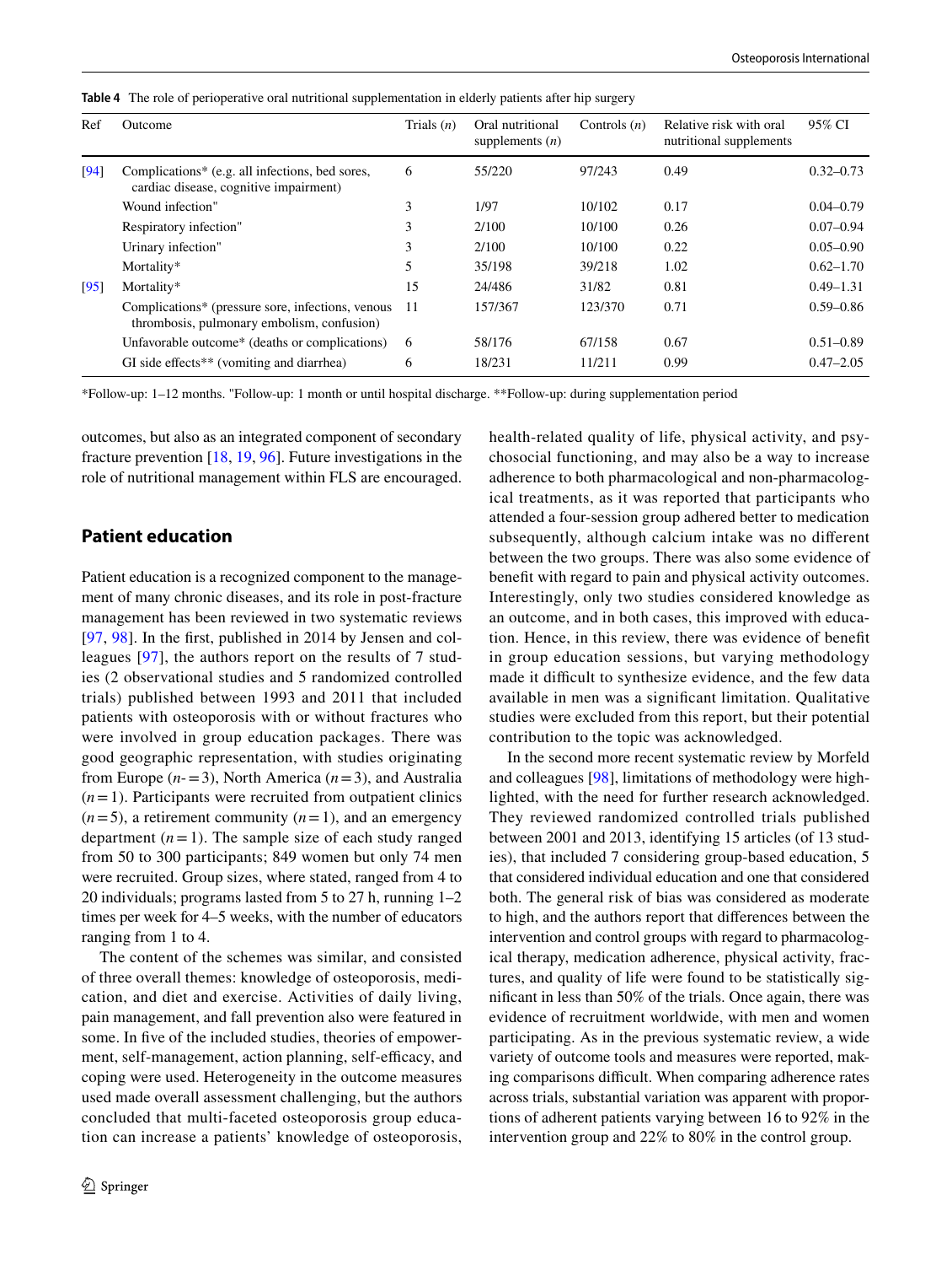**Table 4** The role of perioperative oral nutritional supplementation in elderly patients after hip surgery

| Ref | Outcome | Trials (*n*) | Oral nutritional supplements (*n*) | Controls (*n*) | Relative risk with oral nutritional supplements | 95% CI |
|---|---|---|---|---|---|---|
| [94] | Complications* (e.g. all infections, bed sores, cardiac disease, cognitive impairment) | 6 | 55/220 | 97/243 | 0.49 | 0.32–0.73 |
| | Wound infection" | 3 | 1/97 | 10/102 | 0.17 | 0.04–0.79 |
| | Respiratory infection" | 3 | 2/100 | 10/100 | 0.26 | 0.07–0.94 |
| | Urinary infection" | 3 | 2/100 | 10/100 | 0.22 | 0.05–0.90 |
| | Mortality* | 5 | 35/198 | 39/218 | 1.02 | 0.62–1.70 |
| [95] | Mortality* | 15 | 24/486 | 31/82 | 0.81 | 0.49–1.31 |
| | Complications* (pressure sore, infections, venous thrombosis, pulmonary embolism, confusion) | 11 | 157/367 | 123/370 | 0.71 | 0.59–0.86 |
| | Unfavorable outcome* (deaths or complications) | 6 | 58/176 | 67/158 | 0.67 | 0.51–0.89 |
| | GI side effects** (vomiting and diarrhea) | 6 | 18/231 | 11/211 | 0.99 | 0.47–2.05 |

*Follow-up: 1–12 months. "Follow-up: 1 month or until hospital discharge. **Follow-up: during supplementation period

outcomes, but also as an integrated component of secondary fracture prevention [18, 19, 96]. Future investigations in the role of nutritional management within FLS are encouraged.

## Patient education

Patient education is a recognized component to the management of many chronic diseases, and its role in post-fracture management has been reviewed in two systematic reviews [97, 98]. In the first, published in 2014 by Jensen and colleagues [97], the authors report on the results of 7 studies (2 observational studies and 5 randomized controlled trials) published between 1993 and 2011 that included patients with osteoporosis with or without fractures who were involved in group education packages. There was good geographic representation, with studies originating from Europe ($n = 3$), North America ($n = 3$), and Australia ($n = 1$). Participants were recruited from outpatient clinics ($n = 5$), a retirement community ($n = 1$), and an emergency department ($n = 1$). The sample size of each study ranged from 50 to 300 participants; 849 women but only 74 men were recruited. Group sizes, where stated, ranged from 4 to 20 individuals; programs lasted from 5 to 27 h, running 1–2 times per week for 4–5 weeks, with the number of educators ranging from 1 to 4.

The content of the schemes was similar, and consisted of three overall themes: knowledge of osteoporosis, medication, and diet and exercise. Activities of daily living, pain management, and fall prevention also were featured in some. In five of the included studies, theories of empowerment, self-management, action planning, self-efficacy, and coping were used. Heterogeneity in the outcome measures used made overall assessment challenging, but the authors concluded that multi-faceted osteoporosis group education can increase a patients' knowledge of osteoporosis, health-related quality of life, physical activity, and psychosocial functioning, and may also be a way to increase adherence to both pharmacological and non-pharmacological treatments, as it was reported that participants who attended a four-session group adhered better to medication subsequently, although calcium intake was no different between the two groups. There was also some evidence of benefit with regard to pain and physical activity outcomes. Interestingly, only two studies considered knowledge as an outcome, and in both cases, this improved with education. Hence, in this review, there was evidence of benefit in group education sessions, but varying methodology made it difficult to synthesize evidence, and the few data available in men was a significant limitation. Qualitative studies were excluded from this report, but their potential contribution to the topic was acknowledged.

In the second more recent systematic review by Morfeld and colleagues [98], limitations of methodology were highlighted, with the need for further research acknowledged. They reviewed randomized controlled trials published between 2001 and 2013, identifying 15 articles (of 13 studies), that included 7 considering group-based education, 5 that considered individual education and one that considered both. The general risk of bias was considered as moderate to high, and the authors report that differences between the intervention and control groups with regard to pharmacological therapy, medication adherence, physical activity, fractures, and quality of life were found to be statistically significant in less than 50% of the trials. Once again, there was evidence of recruitment worldwide, with men and women participating. As in the previous systematic review, a wide variety of outcome tools and measures were reported, making comparisons difficult. When comparing adherence rates across trials, substantial variation was apparent with proportions of adherent patients varying between 16 to 92% in the intervention group and 22% to 80% in the control group.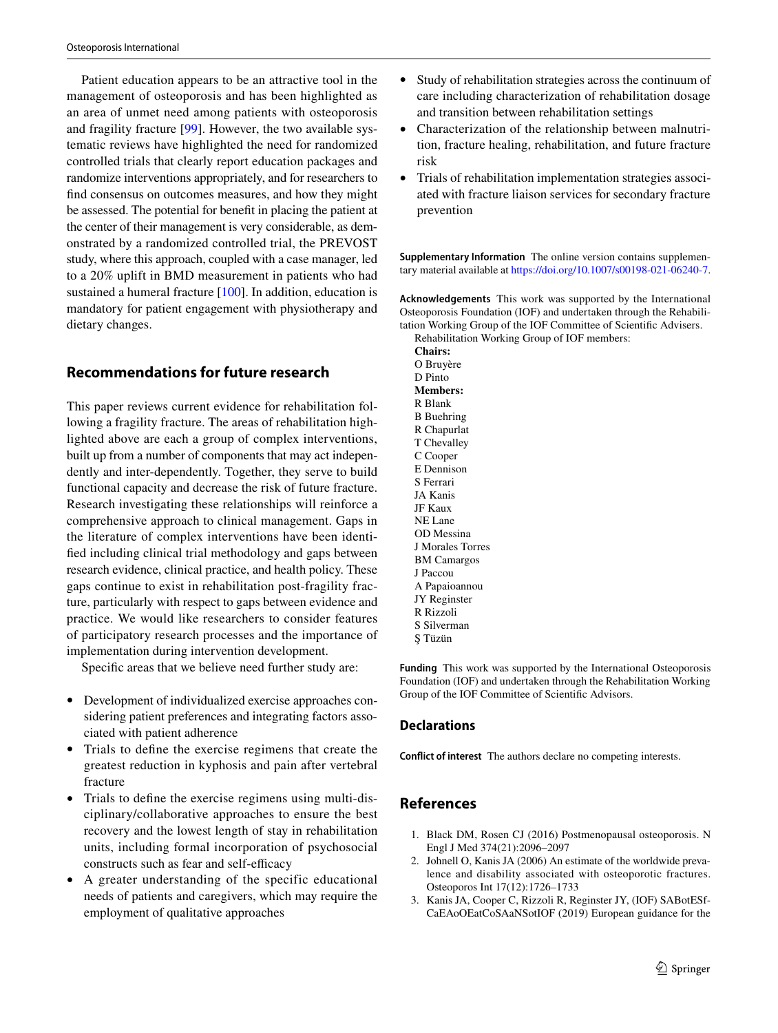Patient education appears to be an attractive tool in the management of osteoporosis and has been highlighted as an area of unmet need among patients with osteoporosis and fragility fracture [99]. However, the two available systematic reviews have highlighted the need for randomized controlled trials that clearly report education packages and randomize interventions appropriately, and for researchers to find consensus on outcomes measures, and how they might be assessed. The potential for benefit in placing the patient at the center of their management is very considerable, as demonstrated by a randomized controlled trial, the PREVOST study, where this approach, coupled with a case manager, led to a 20% uplift in BMD measurement in patients who had sustained a humeral fracture [100]. In addition, education is mandatory for patient engagement with physiotherapy and dietary changes.

## Recommendations for future research

This paper reviews current evidence for rehabilitation following a fragility fracture. The areas of rehabilitation highlighted above are each a group of complex interventions, built up from a number of components that may act independently and inter-dependently. Together, they serve to build functional capacity and decrease the risk of future fracture. Research investigating these relationships will reinforce a comprehensive approach to clinical management. Gaps in the literature of complex interventions have been identified including clinical trial methodology and gaps between research evidence, clinical practice, and health policy. These gaps continue to exist in rehabilitation post-fragility fracture, particularly with respect to gaps between evidence and practice. We would like researchers to consider features of participatory research processes and the importance of implementation during intervention development.

Specific areas that we believe need further study are:

- Development of individualized exercise approaches considering patient preferences and integrating factors associated with patient adherence
- Trials to define the exercise regimens that create the greatest reduction in kyphosis and pain after vertebral fracture
- Trials to define the exercise regimens using multi-disciplinary/collaborative approaches to ensure the best recovery and the lowest length of stay in rehabilitation units, including formal incorporation of psychosocial constructs such as fear and self-efficacy
- A greater understanding of the specific educational needs of patients and caregivers, which may require the employment of qualitative approaches
- Study of rehabilitation strategies across the continuum of care including characterization of rehabilitation dosage and transition between rehabilitation settings
- Characterization of the relationship between malnutrition, fracture healing, rehabilitation, and future fracture risk
- Trials of rehabilitation implementation strategies associated with fracture liaison services for secondary fracture prevention

**Supplementary Information** The online version contains supplementary material available at https://doi.org/10.1007/s00198-021-06240-7.

**Acknowledgements** This work was supported by the International Osteoporosis Foundation (IOF) and undertaken through the Rehabilitation Working Group of the IOF Committee of Scientific Advisers.

Rehabilitation Working Group of IOF members:

**Chairs:**
O Bruyère
D Pinto

**Members:**
R Blank
B Buehring
R Chapurlat
T Chevalley
C Cooper
E Dennison
S Ferrari
JA Kanis
JF Kaux
NE Lane
OD Messina
J Morales Torres
BM Camargos
J Paccou
A Papaioannou
JY Reginster
R Rizzoli
S Silverman
Ş Tüzün

**Funding** This work was supported by the International Osteoporosis Foundation (IOF) and undertaken through the Rehabilitation Working Group of the IOF Committee of Scientific Advisors.

## Declarations

**Conflict of interest** The authors declare no competing interests.

## References

1. Black DM, Rosen CJ (2016) Postmenopausal osteoporosis. N Engl J Med 374(21):2096–2097
2. Johnell O, Kanis JA (2006) An estimate of the worldwide prevalence and disability associated with osteoporotic fractures. Osteoporos Int 17(12):1726–1733
3. Kanis JA, Cooper C, Rizzoli R, Reginster JY, (IOF) SABotESf-CaEAoOEatCoSAaNSotIOF (2019) European guidance for the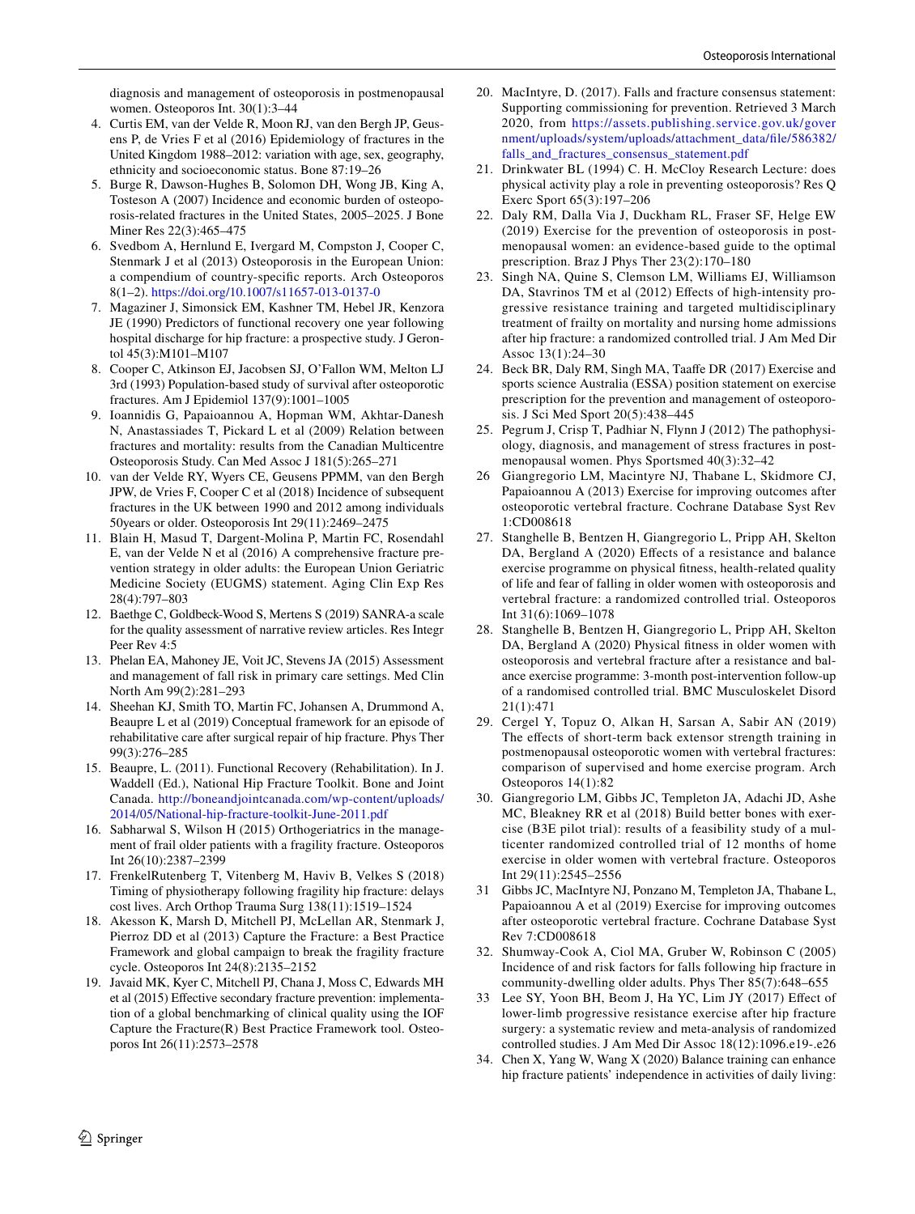diagnosis and management of osteoporosis in postmenopausal women. Osteoporos Int. 30(1):3–44

4. Curtis EM, van der Velde R, Moon RJ, van den Bergh JP, Geusens P, de Vries F et al (2016) Epidemiology of fractures in the United Kingdom 1988–2012: variation with age, sex, geography, ethnicity and socioeconomic status. Bone 87:19–26
5. Burge R, Dawson-Hughes B, Solomon DH, Wong JB, King A, Tosteson A (2007) Incidence and economic burden of osteoporosis-related fractures in the United States, 2005–2025. J Bone Miner Res 22(3):465–475
6. Svedbom A, Hernlund E, Ivergard M, Compston J, Cooper C, Stenmark J et al (2013) Osteoporosis in the European Union: a compendium of country-specific reports. Arch Osteoporos 8(1–2). https://doi.org/10.1007/s11657-013-0137-0
7. Magaziner J, Simonsick EM, Kashner TM, Hebel JR, Kenzora JE (1990) Predictors of functional recovery one year following hospital discharge for hip fracture: a prospective study. J Gerontol 45(3):M101–M107
8. Cooper C, Atkinson EJ, Jacobsen SJ, O'Fallon WM, Melton LJ 3rd (1993) Population-based study of survival after osteoporotic fractures. Am J Epidemiol 137(9):1001–1005
9. Ioannidis G, Papaioannou A, Hopman WM, Akhtar-Danesh N, Anastassiades T, Pickard L et al (2009) Relation between fractures and mortality: results from the Canadian Multicentre Osteoporosis Study. Can Med Assoc J 181(5):265–271
10. van der Velde RY, Wyers CE, Geusens PPMM, van den Bergh JPW, de Vries F, Cooper C et al (2018) Incidence of subsequent fractures in the UK between 1990 and 2012 among individuals 50years or older. Osteoporosis Int 29(11):2469–2475
11. Blain H, Masud T, Dargent-Molina P, Martin FC, Rosendahl E, van der Velde N et al (2016) A comprehensive fracture prevention strategy in older adults: the European Union Geriatric Medicine Society (EUGMS) statement. Aging Clin Exp Res 28(4):797–803
12. Baethge C, Goldbeck-Wood S, Mertens S (2019) SANRA-a scale for the quality assessment of narrative review articles. Res Integr Peer Rev 4:5
13. Phelan EA, Mahoney JE, Voit JC, Stevens JA (2015) Assessment and management of fall risk in primary care settings. Med Clin North Am 99(2):281–293
14. Sheehan KJ, Smith TO, Martin FC, Johansen A, Drummond A, Beaupre L et al (2019) Conceptual framework for an episode of rehabilitative care after surgical repair of hip fracture. Phys Ther 99(3):276–285
15. Beaupre, L. (2011). Functional Recovery (Rehabilitation). In J. Waddell (Ed.), National Hip Fracture Toolkit. Bone and Joint Canada. http://boneandjointcanada.com/wp-content/uploads/2014/05/National-hip-fracture-toolkit-June-2011.pdf
16. Sabharwal S, Wilson H (2015) Orthogeriatrics in the management of frail older patients with a fragility fracture. Osteoporos Int 26(10):2387–2399
17. FrenkelRutenberg T, Vitenberg M, Haviv B, Velkes S (2018) Timing of physiotherapy following fragility hip fracture: delays cost lives. Arch Orthop Trauma Surg 138(11):1519–1524
18. Akesson K, Marsh D, Mitchell PJ, McLellan AR, Stenmark J, Pierroz DD et al (2013) Capture the Fracture: a Best Practice Framework and global campaign to break the fragility fracture cycle. Osteoporos Int 24(8):2135–2152
19. Javaid MK, Kyer C, Mitchell PJ, Chana J, Moss C, Edwards MH et al (2015) Effective secondary fracture prevention: implementation of a global benchmarking of clinical quality using the IOF Capture the Fracture(R) Best Practice Framework tool. Osteoporos Int 26(11):2573–2578
20. MacIntyre, D. (2017). Falls and fracture consensus statement: Supporting commissioning for prevention. Retrieved 3 March 2020, from https://assets.publishing.service.gov.uk/government/uploads/system/uploads/attachment_data/file/586382/falls_and_fractures_consensus_statement.pdf
21. Drinkwater BL (1994) C. H. McCloy Research Lecture: does physical activity play a role in preventing osteoporosis? Res Q Exerc Sport 65(3):197–206
22. Daly RM, Dalla Via J, Duckham RL, Fraser SF, Helge EW (2019) Exercise for the prevention of osteoporosis in postmenopausal women: an evidence-based guide to the optimal prescription. Braz J Phys Ther 23(2):170–180
23. Singh NA, Quine S, Clemson LM, Williams EJ, Williamson DA, Stavrinos TM et al (2012) Effects of high-intensity progressive resistance training and targeted multidisciplinary treatment of frailty on mortality and nursing home admissions after hip fracture: a randomized controlled trial. J Am Med Dir Assoc 13(1):24–30
24. Beck BR, Daly RM, Singh MA, Taaffe DR (2017) Exercise and sports science Australia (ESSA) position statement on exercise prescription for the prevention and management of osteoporosis. J Sci Med Sport 20(5):438–445
25. Pegrum J, Crisp T, Padhiar N, Flynn J (2012) The pathophysiology, diagnosis, and management of stress fractures in postmenopausal women. Phys Sportsmed 40(3):32–42
26. Giangregorio LM, Macintyre NJ, Thabane L, Skidmore CJ, Papaioannou A (2013) Exercise for improving outcomes after osteoporotic vertebral fracture. Cochrane Database Syst Rev 1:CD008618
27. Stanghelle B, Bentzen H, Giangregorio L, Pripp AH, Skelton DA, Bergland A (2020) Effects of a resistance and balance exercise programme on physical fitness, health-related quality of life and fear of falling in older women with osteoporosis and vertebral fracture: a randomized controlled trial. Osteoporos Int 31(6):1069–1078
28. Stanghelle B, Bentzen H, Giangregorio L, Pripp AH, Skelton DA, Bergland A (2020) Physical fitness in older women with osteoporosis and vertebral fracture after a resistance and balance exercise programme: 3-month post-intervention follow-up of a randomised controlled trial. BMC Musculoskelet Disord 21(1):471
29. Cergel Y, Topuz O, Alkan H, Sarsan A, Sabir AN (2019) The effects of short-term back extensor strength training in postmenopausal osteoporotic women with vertebral fractures: comparison of supervised and home exercise program. Arch Osteoporos 14(1):82
30. Giangregorio LM, Gibbs JC, Templeton JA, Adachi JD, Ashe MC, Bleakney RR et al (2018) Build better bones with exercise (B3E pilot trial): results of a feasibility study of a multicenter randomized controlled trial of 12 months of home exercise in older women with vertebral fracture. Osteoporos Int 29(11):2545–2556
31. Gibbs JC, MacIntyre NJ, Ponzano M, Templeton JA, Thabane L, Papaioannou A et al (2019) Exercise for improving outcomes after osteoporotic vertebral fracture. Cochrane Database Syst Rev 7:CD008618
32. Shumway-Cook A, Ciol MA, Gruber W, Robinson C (2005) Incidence of and risk factors for falls following hip fracture in community-dwelling older adults. Phys Ther 85(7):648–655
33. Lee SY, Yoon BH, Beom J, Ha YC, Lim JY (2017) Effect of lower-limb progressive resistance exercise after hip fracture surgery: a systematic review and meta-analysis of randomized controlled studies. J Am Med Dir Assoc 18(12):1096.e19-.e26
34. Chen X, Yang W, Wang X (2020) Balance training can enhance hip fracture patients' independence in activities of daily living: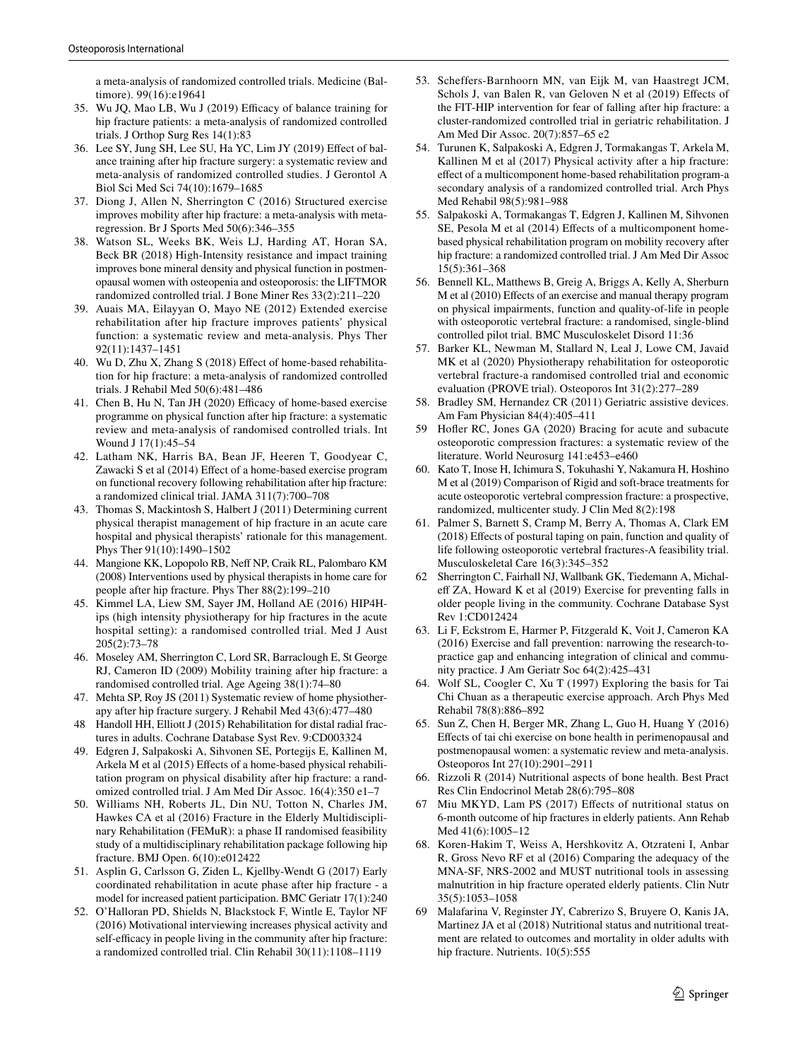a meta-analysis of randomized controlled trials. Medicine (Baltimore). 99(16):e19641

35. Wu JQ, Mao LB, Wu J (2019) Efficacy of balance training for hip fracture patients: a meta-analysis of randomized controlled trials. J Orthop Surg Res 14(1):83
36. Lee SY, Jung SH, Lee SU, Ha YC, Lim JY (2019) Effect of balance training after hip fracture surgery: a systematic review and meta-analysis of randomized controlled studies. J Gerontol A Biol Sci Med Sci 74(10):1679–1685
37. Diong J, Allen N, Sherrington C (2016) Structured exercise improves mobility after hip fracture: a meta-analysis with meta-regression. Br J Sports Med 50(6):346–355
38. Watson SL, Weeks BK, Weis LJ, Harding AT, Horan SA, Beck BR (2018) High-Intensity resistance and impact training improves bone mineral density and physical function in postmenopausal women with osteopenia and osteoporosis: the LIFTMOR randomized controlled trial. J Bone Miner Res 33(2):211–220
39. Auais MA, Eilayyan O, Mayo NE (2012) Extended exercise rehabilitation after hip fracture improves patients' physical function: a systematic review and meta-analysis. Phys Ther 92(11):1437–1451
40. Wu D, Zhu X, Zhang S (2018) Effect of home-based rehabilitation for hip fracture: a meta-analysis of randomized controlled trials. J Rehabil Med 50(6):481–486
41. Chen B, Hu N, Tan JH (2020) Efficacy of home-based exercise programme on physical function after hip fracture: a systematic review and meta-analysis of randomised controlled trials. Int Wound J 17(1):45–54
42. Latham NK, Harris BA, Bean JF, Heeren T, Goodyear C, Zawacki S et al (2014) Effect of a home-based exercise program on functional recovery following rehabilitation after hip fracture: a randomized clinical trial. JAMA 311(7):700–708
43. Thomas S, Mackintosh S, Halbert J (2011) Determining current physical therapist management of hip fracture in an acute care hospital and physical therapists' rationale for this management. Phys Ther 91(10):1490–1502
44. Mangione KK, Lopopolo RB, Neff NP, Craik RL, Palombaro KM (2008) Interventions used by physical therapists in home care for people after hip fracture. Phys Ther 88(2):199–210
45. Kimmel LA, Liew SM, Sayer JM, Holland AE (2016) HIP4Hips (high intensity physiotherapy for hip fractures in the acute hospital setting): a randomised controlled trial. Med J Aust 205(2):73–78
46. Moseley AM, Sherrington C, Lord SR, Barraclough E, St George RJ, Cameron ID (2009) Mobility training after hip fracture: a randomised controlled trial. Age Ageing 38(1):74–80
47. Mehta SP, Roy JS (2011) Systematic review of home physiotherapy after hip fracture surgery. J Rehabil Med 43(6):477–480
48. Handoll HH, Elliott J (2015) Rehabilitation for distal radial fractures in adults. Cochrane Database Syst Rev. 9:CD003324
49. Edgren J, Salpakoski A, Sihvonen SE, Portegijs E, Kallinen M, Arkela M et al (2015) Effects of a home-based physical rehabilitation program on physical disability after hip fracture: a randomized controlled trial. J Am Med Dir Assoc. 16(4):350 e1–7
50. Williams NH, Roberts JL, Din NU, Totton N, Charles JM, Hawkes CA et al (2016) Fracture in the Elderly Multidisciplinary Rehabilitation (FEMuR): a phase II randomised feasibility study of a multidisciplinary rehabilitation package following hip fracture. BMJ Open. 6(10):e012422
51. Asplin G, Carlsson G, Ziden L, Kjellby-Wendt G (2017) Early coordinated rehabilitation in acute phase after hip fracture - a model for increased patient participation. BMC Geriatr 17(1):240
52. O'Halloran PD, Shields N, Blackstock F, Wintle E, Taylor NF (2016) Motivational interviewing increases physical activity and self-efficacy in people living in the community after hip fracture: a randomized controlled trial. Clin Rehabil 30(11):1108–1119
53. Scheffers-Barnhoorn MN, van Eijk M, van Haastregt JCM, Schols J, van Balen R, van Geloven N et al (2019) Effects of the FIT-HIP intervention for fear of falling after hip fracture: a cluster-randomized controlled trial in geriatric rehabilitation. J Am Med Dir Assoc. 20(7):857–65 e2
54. Turunen K, Salpakoski A, Edgren J, Tormakangas T, Arkela M, Kallinen M et al (2017) Physical activity after a hip fracture: effect of a multicomponent home-based rehabilitation program-a secondary analysis of a randomized controlled trial. Arch Phys Med Rehabil 98(5):981–988
55. Salpakoski A, Tormakangas T, Edgren J, Kallinen M, Sihvonen SE, Pesola M et al (2014) Effects of a multicomponent home-based physical rehabilitation program on mobility recovery after hip fracture: a randomized controlled trial. J Am Med Dir Assoc 15(5):361–368
56. Bennell KL, Matthews B, Greig A, Briggs A, Kelly A, Sherburn M et al (2010) Effects of an exercise and manual therapy program on physical impairments, function and quality-of-life in people with osteoporotic vertebral fracture: a randomised, single-blind controlled pilot trial. BMC Musculoskelet Disord 11:36
57. Barker KL, Newman M, Stallard N, Leal J, Lowe CM, Javaid MK et al (2020) Physiotherapy rehabilitation for osteoporotic vertebral fracture-a randomised controlled trial and economic evaluation (PROVE trial). Osteoporos Int 31(2):277–289
58. Bradley SM, Hernandez CR (2011) Geriatric assistive devices. Am Fam Physician 84(4):405–411
59. Hofler RC, Jones GA (2020) Bracing for acute and subacute osteoporotic compression fractures: a systematic review of the literature. World Neurosurg 141:e453–e460
60. Kato T, Inose H, Ichimura S, Tokuhashi Y, Nakamura H, Hoshino M et al (2019) Comparison of Rigid and soft-brace treatments for acute osteoporotic vertebral compression fracture: a prospective, randomized, multicenter study. J Clin Med 8(2):198
61. Palmer S, Barnett S, Cramp M, Berry A, Thomas A, Clark EM (2018) Effects of postural taping on pain, function and quality of life following osteoporotic vertebral fractures-A feasibility trial. Musculoskeletal Care 16(3):345–352
62. Sherrington C, Fairhall NJ, Wallbank GK, Tiedemann A, Michaleff ZA, Howard K et al (2019) Exercise for preventing falls in older people living in the community. Cochrane Database Syst Rev 1:CD012424
63. Li F, Eckstrom E, Harmer P, Fitzgerald K, Voit J, Cameron KA (2016) Exercise and fall prevention: narrowing the research-to-practice gap and enhancing integration of clinical and community practice. J Am Geriatr Soc 64(2):425–431
64. Wolf SL, Coogler C, Xu T (1997) Exploring the basis for Tai Chi Chuan as a therapeutic exercise approach. Arch Phys Med Rehabil 78(8):886–892
65. Sun Z, Chen H, Berger MR, Zhang L, Guo H, Huang Y (2016) Effects of tai chi exercise on bone health in perimenopausal and postmenopausal women: a systematic review and meta-analysis. Osteoporos Int 27(10):2901–2911
66. Rizzoli R (2014) Nutritional aspects of bone health. Best Pract Res Clin Endocrinol Metab 28(6):795–808
67. Miu MKYD, Lam PS (2017) Effects of nutritional status on 6-month outcome of hip fractures in elderly patients. Ann Rehab Med 41(6):1005–12
68. Koren-Hakim T, Weiss A, Hershkovitz A, Otzrateni I, Anbar R, Gross Nevo RF et al (2016) Comparing the adequacy of the MNA-SF, NRS-2002 and MUST nutritional tools in assessing malnutrition in hip fracture operated elderly patients. Clin Nutr 35(5):1053–1058
69. Malafarina V, Reginster JY, Cabrerizo S, Bruyere O, Kanis JA, Martinez JA et al (2018) Nutritional status and nutritional treatment are related to outcomes and mortality in older adults with hip fracture. Nutrients. 10(5):555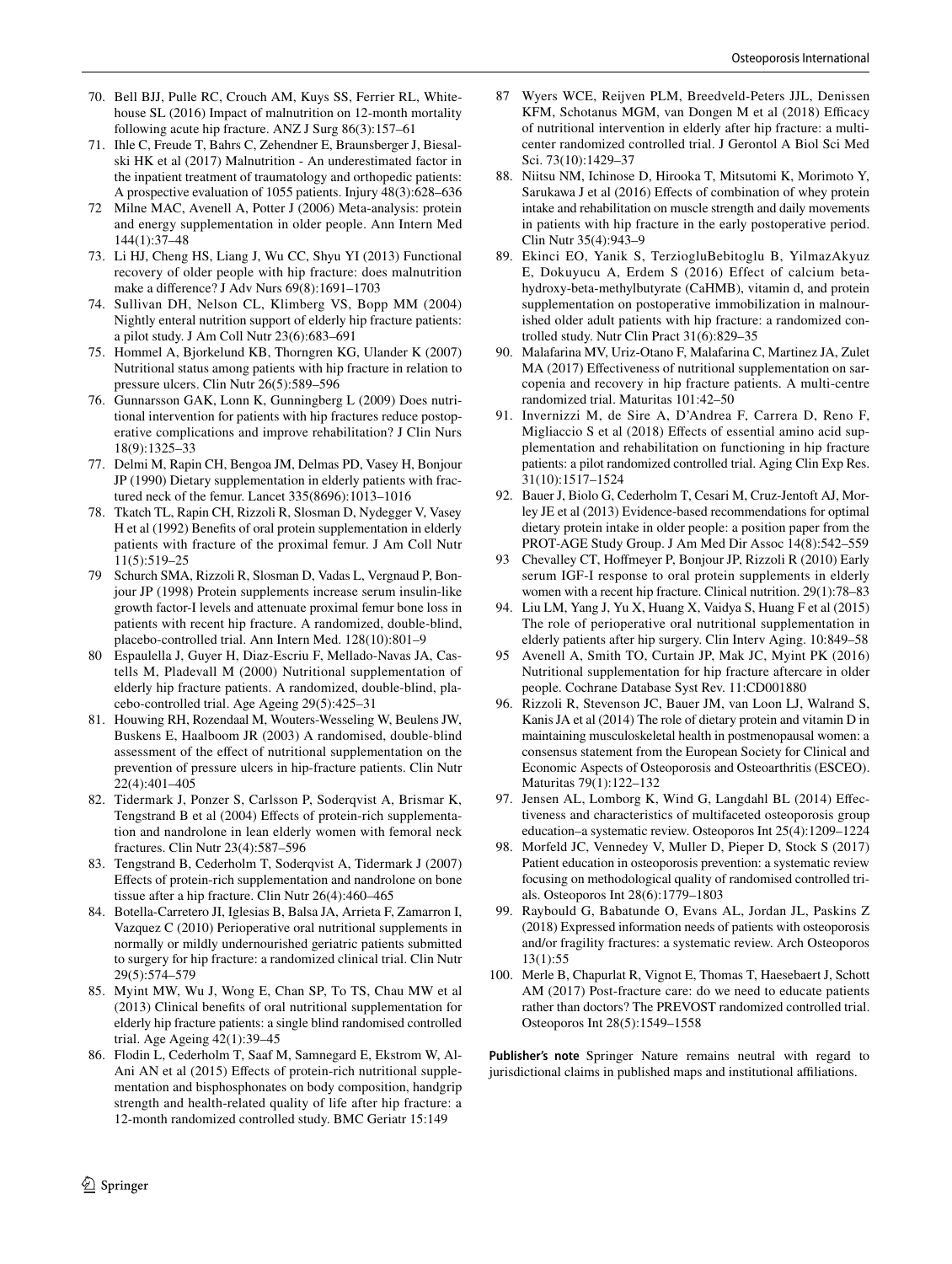70. Bell BJJ, Pulle RC, Crouch AM, Kuys SS, Ferrier RL, Whitehouse SL (2016) Impact of malnutrition on 12-month mortality following acute hip fracture. ANZ J Surg 86(3):157–61
71. Ihle C, Freude T, Bahrs C, Zehendner E, Braunsberger J, Biesalski HK et al (2017) Malnutrition - An underestimated factor in the inpatient treatment of traumatology and orthopedic patients: A prospective evaluation of 1055 patients. Injury 48(3):628–636
72. Milne MAC, Avenell A, Potter J (2006) Meta-analysis: protein and energy supplementation in older people. Ann Intern Med 144(1):37–48
73. Li HJ, Cheng HS, Liang J, Wu CC, Shyu YI (2013) Functional recovery of older people with hip fracture: does malnutrition make a difference? J Adv Nurs 69(8):1691–1703
74. Sullivan DH, Nelson CL, Klimberg VS, Bopp MM (2004) Nightly enteral nutrition support of elderly hip fracture patients: a pilot study. J Am Coll Nutr 23(6):683–691
75. Hommel A, Bjorkelund KB, Thorngren KG, Ulander K (2007) Nutritional status among patients with hip fracture in relation to pressure ulcers. Clin Nutr 26(5):589–596
76. Gunnarsson GAK, Lonn K, Gunningberg L (2009) Does nutritional intervention for patients with hip fractures reduce postoperative complications and improve rehabilitation? J Clin Nurs 18(9):1325–33
77. Delmi M, Rapin CH, Bengoa JM, Delmas PD, Vasey H, Bonjour JP (1990) Dietary supplementation in elderly patients with fractured neck of the femur. Lancet 335(8696):1013–1016
78. Tkatch TL, Rapin CH, Rizzoli R, Slosman D, Nydegger V, Vasey H et al (1992) Benefits of oral protein supplementation in elderly patients with fracture of the proximal femur. J Am Coll Nutr 11(5):519–25
79. Schurch SMA, Rizzoli R, Slosman D, Vadas L, Vergnaud P, Bonjour JP (1998) Protein supplements increase serum insulin-like growth factor-I levels and attenuate proximal femur bone loss in patients with recent hip fracture. A randomized, double-blind, placebo-controlled trial. Ann Intern Med. 128(10):801–9
80. Espaulella J, Guyer H, Diaz-Escriu F, Mellado-Navas JA, Castells M, Pladevall M (2000) Nutritional supplementation of elderly hip fracture patients. A randomized, double-blind, placebo-controlled trial. Age Ageing 29(5):425–31
81. Houwing RH, Rozendaal M, Wouters-Wesseling W, Beulens JW, Buskens E, Haalboom JR (2003) A randomised, double-blind assessment of the effect of nutritional supplementation on the prevention of pressure ulcers in hip-fracture patients. Clin Nutr 22(4):401–405
82. Tidermark J, Ponzer S, Carlsson P, Soderqvist A, Brismar K, Tengstrand B et al (2004) Effects of protein-rich supplementation and nandrolone in lean elderly women with femoral neck fractures. Clin Nutr 23(4):587–596
83. Tengstrand B, Cederholm T, Soderqvist A, Tidermark J (2007) Effects of protein-rich supplementation and nandrolone on bone tissue after a hip fracture. Clin Nutr 26(4):460–465
84. Botella-Carretero JI, Iglesias B, Balsa JA, Arrieta F, Zamarron I, Vazquez C (2010) Perioperative oral nutritional supplements in normally or mildly undernourished geriatric patients submitted to surgery for hip fracture: a randomized clinical trial. Clin Nutr 29(5):574–579
85. Myint MW, Wu J, Wong E, Chan SP, To TS, Chau MW et al (2013) Clinical benefits of oral nutritional supplementation for elderly hip fracture patients: a single blind randomised controlled trial. Age Ageing 42(1):39–45
86. Flodin L, Cederholm T, Saaf M, Samnegard E, Ekstrom W, Al-Ani AN et al (2015) Effects of protein-rich nutritional supplementation and bisphosphonates on body composition, handgrip strength and health-related quality of life after hip fracture: a 12-month randomized controlled study. BMC Geriatr 15:149
87. Wyers WCE, Reijven PLM, Breedveld-Peters JJL, Denissen KFM, Schotanus MGM, van Dongen M et al (2018) Efficacy of nutritional intervention in elderly after hip fracture: a multicenter randomized controlled trial. J Gerontol A Biol Sci Med Sci. 73(10):1429–37
88. Niitsu NM, Ichinose D, Hirooka T, Mitsutomi K, Morimoto Y, Sarukawa J et al (2016) Effects of combination of whey protein intake and rehabilitation on muscle strength and daily movements in patients with hip fracture in the early postoperative period. Clin Nutr 35(4):943–9
89. Ekinci EO, Yanik S, TerziogluBebitoglu B, YilmazAkyuz E, Dokuyucu A, Erdem S (2016) Effect of calcium beta-hydroxy-beta-methylbutyrate (CaHMB), vitamin d, and protein supplementation on postoperative immobilization in malnourished older adult patients with hip fracture: a randomized controlled study. Nutr Clin Pract 31(6):829–35
90. Malafarina MV, Uriz-Otano F, Malafarina C, Martinez JA, Zulet MA (2017) Effectiveness of nutritional supplementation on sarcopenia and recovery in hip fracture patients. A multi-centre randomized trial. Maturitas 101:42–50
91. Invernizzi M, de Sire A, D'Andrea F, Carrera D, Reno F, Migliaccio S et al (2018) Effects of essential amino acid supplementation and rehabilitation on functioning in hip fracture patients: a pilot randomized controlled trial. Aging Clin Exp Res. 31(10):1517–1524
92. Bauer J, Biolo G, Cederholm T, Cesari M, Cruz-Jentoft AJ, Morley JE et al (2013) Evidence-based recommendations for optimal dietary protein intake in older people: a position paper from the PROT-AGE Study Group. J Am Med Dir Assoc 14(8):542–559
93. Chevalley CT, Hoffmeyer P, Bonjour JP, Rizzoli R (2010) Early serum IGF-I response to oral protein supplements in elderly women with a recent hip fracture. Clinical nutrition. 29(1):78–83
94. Liu LM, Yang J, Yu X, Huang X, Vaidya S, Huang F et al (2015) The role of perioperative oral nutritional supplementation in elderly patients after hip surgery. Clin Interv Aging. 10:849–58
95. Avenell A, Smith TO, Curtain JP, Mak JC, Myint PK (2016) Nutritional supplementation for hip fracture aftercare in older people. Cochrane Database Syst Rev. 11:CD001880
96. Rizzoli R, Stevenson JC, Bauer JM, van Loon LJ, Walrand S, Kanis JA et al (2014) The role of dietary protein and vitamin D in maintaining musculoskeletal health in postmenopausal women: a consensus statement from the European Society for Clinical and Economic Aspects of Osteoporosis and Osteoarthritis (ESCEO). Maturitas 79(1):122–132
97. Jensen AL, Lomborg K, Wind G, Langdahl BL (2014) Effectiveness and characteristics of multifaceted osteoporosis group education–a systematic review. Osteoporos Int 25(4):1209–1224
98. Morfeld JC, Vennedey V, Muller D, Pieper D, Stock S (2017) Patient education in osteoporosis prevention: a systematic review focusing on methodological quality of randomised controlled trials. Osteoporos Int 28(6):1779–1803
99. Raybould G, Babatunde O, Evans AL, Jordan JL, Paskins Z (2018) Expressed information needs of patients with osteoporosis and/or fragility fractures: a systematic review. Arch Osteoporos 13(1):55
100. Merle B, Chapurlat R, Vignot E, Thomas T, Haesebaert J, Schott AM (2017) Post-fracture care: do we need to educate patients rather than doctors? The PREVOST randomized controlled trial. Osteoporos Int 28(5):1549–1558

**Publisher's note** Springer Nature remains neutral with regard to jurisdictional claims in published maps and institutional affiliations.